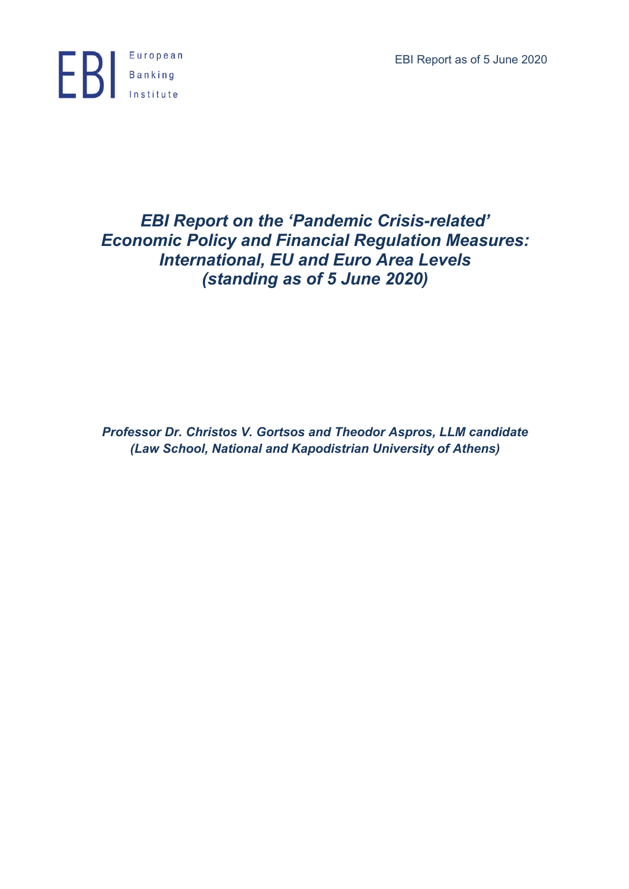European Banking Institute

EBI Report as of 5 June 2020

# *EBI Report on the 'Pandemic Crisis-related' Economic Policy and Financial Regulation Measures: International, EU and Euro Area Levels (standing as of 5 June 2020)*

***Professor Dr. Christos V. Gortsos and Theodor Aspros, LLM candidate (Law School, National and Kapodistrian University of Athens)***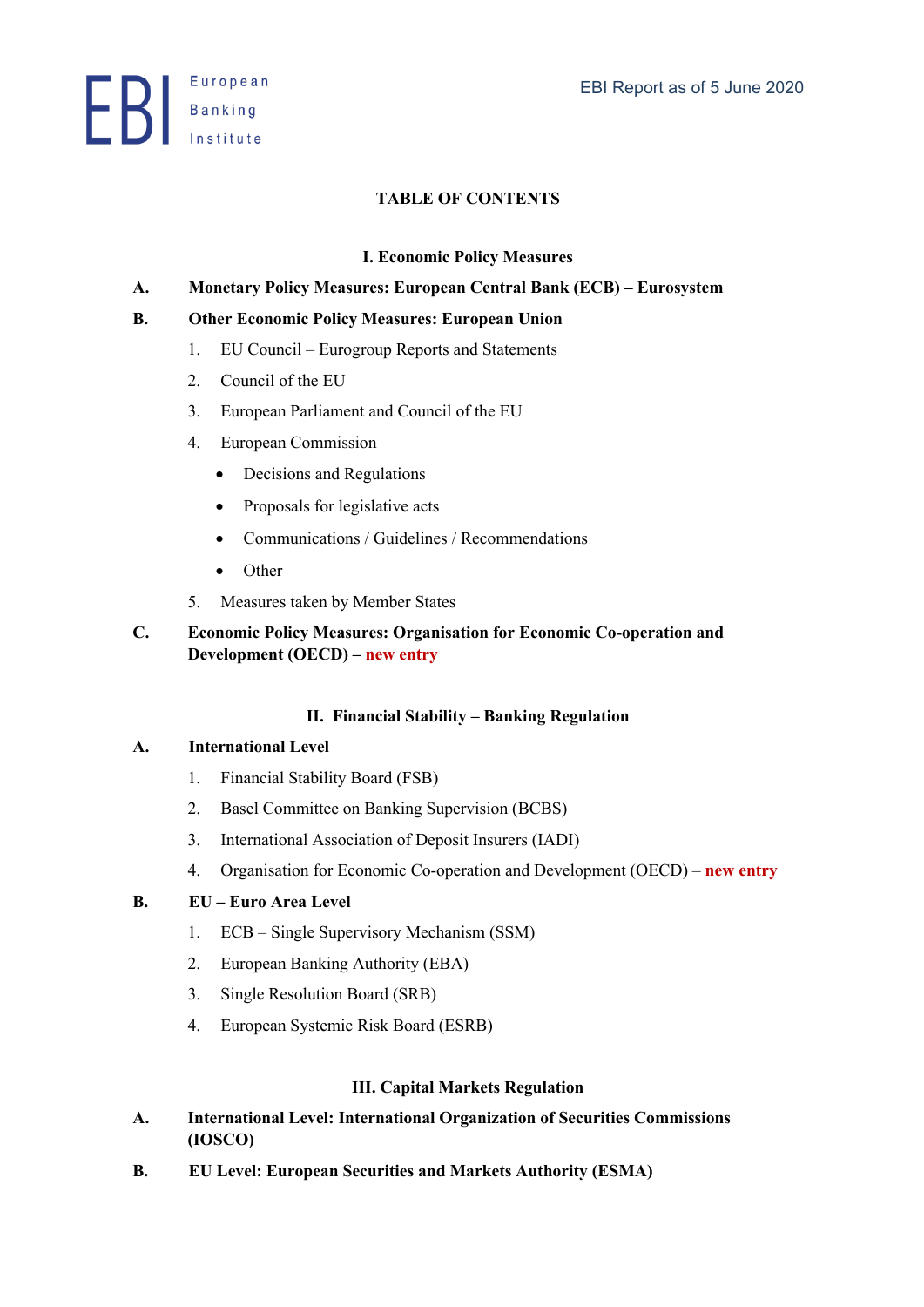## TABLE OF CONTENTS

### I. Economic Policy Measures

**A. Monetary Policy Measures: European Central Bank (ECB) – Eurosystem**

**B. Other Economic Policy Measures: European Union**

1. EU Council – Eurogroup Reports and Statements
2. Council of the EU
3. European Parliament and Council of the EU
4. European Commission
   - Decisions and Regulations
   - Proposals for legislative acts
   - Communications / Guidelines / Recommendations
   - Other
5. Measures taken by Member States

**C. Economic Policy Measures: Organisation for Economic Co-operation and Development (OECD) – new entry**

### II. Financial Stability – Banking Regulation

**A. International Level**

1. Financial Stability Board (FSB)
2. Basel Committee on Banking Supervision (BCBS)
3. International Association of Deposit Insurers (IADI)
4. Organisation for Economic Co-operation and Development (OECD) – **new entry**

**B. EU – Euro Area Level**

1. ECB – Single Supervisory Mechanism (SSM)
2. European Banking Authority (EBA)
3. Single Resolution Board (SRB)
4. European Systemic Risk Board (ESRB)

### III. Capital Markets Regulation

**A. International Level: International Organization of Securities Commissions (IOSCO)**

**B. EU Level: European Securities and Markets Authority (ESMA)**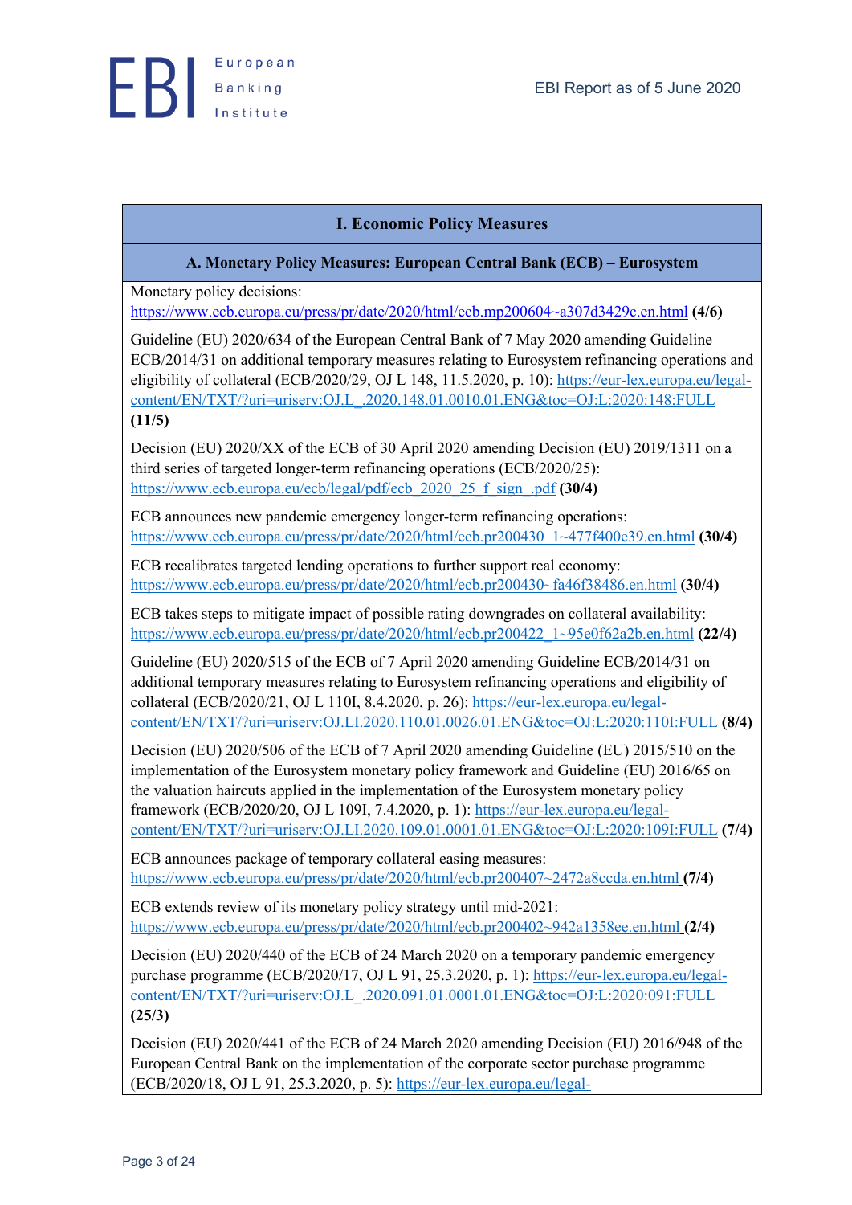## I. Economic Policy Measures

### A. Monetary Policy Measures: European Central Bank (ECB) – Eurosystem

Monetary policy decisions: https://www.ecb.europa.eu/press/pr/date/2020/html/ecb.mp200604~a307d3429c.en.html **(4/6)**

Guideline (EU) 2020/634 of the European Central Bank of 7 May 2020 amending Guideline ECB/2014/31 on additional temporary measures relating to Eurosystem refinancing operations and eligibility of collateral (ECB/2020/29, OJ L 148, 11.5.2020, p. 10): https://eur-lex.europa.eu/legal-content/EN/TXT/?uri=uriserv:OJ.L_.2020.148.01.0010.01.ENG&toc=OJ:L:2020:148:FULL **(11/5)**

Decision (EU) 2020/XX of the ECB of 30 April 2020 amending Decision (EU) 2019/1311 on a third series of targeted longer-term refinancing operations (ECB/2020/25): https://www.ecb.europa.eu/ecb/legal/pdf/ecb_2020_25_f_sign_.pdf **(30/4)**

ECB announces new pandemic emergency longer-term refinancing operations: https://www.ecb.europa.eu/press/pr/date/2020/html/ecb.pr200430_1~477f400e39.en.html **(30/4)**

ECB recalibrates targeted lending operations to further support real economy: https://www.ecb.europa.eu/press/pr/date/2020/html/ecb.pr200430~fa46f38486.en.html **(30/4)**

ECB takes steps to mitigate impact of possible rating downgrades on collateral availability: https://www.ecb.europa.eu/press/pr/date/2020/html/ecb.pr200422_1~95e0f62a2b.en.html **(22/4)**

Guideline (EU) 2020/515 of the ECB of 7 April 2020 amending Guideline ECB/2014/31 on additional temporary measures relating to Eurosystem refinancing operations and eligibility of collateral (ECB/2020/21, OJ L 110I, 8.4.2020, p. 26): https://eur-lex.europa.eu/legal-content/EN/TXT/?uri=uriserv:OJ.LI.2020.110.01.0026.01.ENG&toc=OJ:L:2020:110I:FULL **(8/4)**

Decision (EU) 2020/506 of the ECB of 7 April 2020 amending Guideline (EU) 2015/510 on the implementation of the Eurosystem monetary policy framework and Guideline (EU) 2016/65 on the valuation haircuts applied in the implementation of the Eurosystem monetary policy framework (ECB/2020/20, OJ L 109I, 7.4.2020, p. 1): https://eur-lex.europa.eu/legal-content/EN/TXT/?uri=uriserv:OJ.LI.2020.109.01.0001.01.ENG&toc=OJ:L:2020:109I:FULL **(7/4)**

ECB announces package of temporary collateral easing measures: https://www.ecb.europa.eu/press/pr/date/2020/html/ecb.pr200407~2472a8ccda.en.html **(7/4)**

ECB extends review of its monetary policy strategy until mid-2021: https://www.ecb.europa.eu/press/pr/date/2020/html/ecb.pr200402~942a1358ee.en.html **(2/4)**

Decision (EU) 2020/440 of the ECB of 24 March 2020 on a temporary pandemic emergency purchase programme (ECB/2020/17, OJ L 91, 25.3.2020, p. 1): https://eur-lex.europa.eu/legal-content/EN/TXT/?uri=uriserv:OJ.L_.2020.091.01.0001.01.ENG&toc=OJ:L:2020:091:FULL **(25/3)**

Decision (EU) 2020/441 of the ECB of 24 March 2020 amending Decision (EU) 2016/948 of the European Central Bank on the implementation of the corporate sector purchase programme (ECB/2020/18, OJ L 91, 25.3.2020, p. 5): https://eur-lex.europa.eu/legal-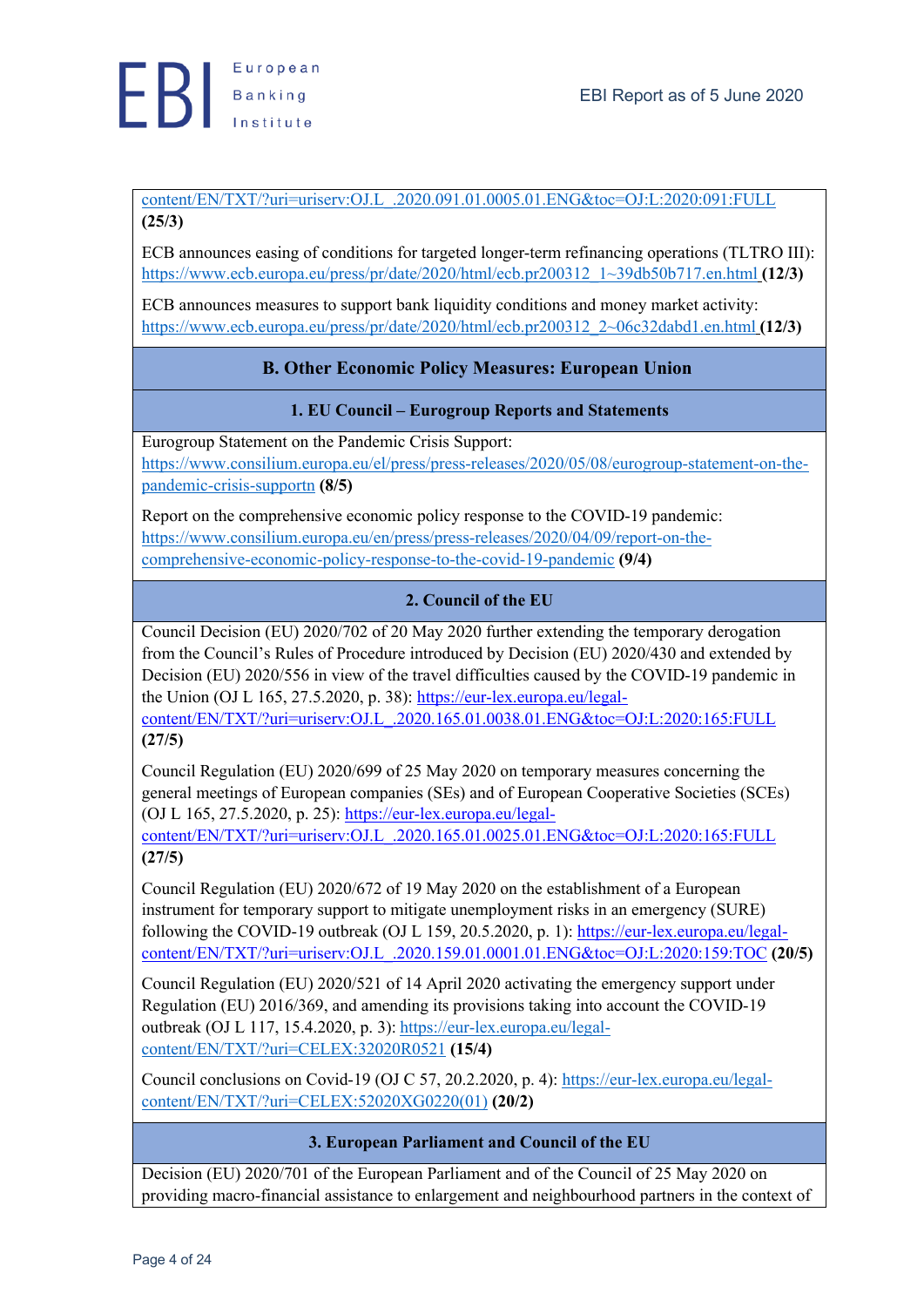content/EN/TXT/?uri=uriserv:OJ.L_.2020.091.01.0005.01.ENG&toc=OJ:L:2020:091:FULL **(25/3)**

ECB announces easing of conditions for targeted longer-term refinancing operations (TLTRO III): https://www.ecb.europa.eu/press/pr/date/2020/html/ecb.pr200312_1~39db50b717.en.html **(12/3)**

ECB announces measures to support bank liquidity conditions and money market activity: https://www.ecb.europa.eu/press/pr/date/2020/html/ecb.pr200312_2~06c32dabd1.en.html **(12/3)**

## B. Other Economic Policy Measures: European Union

### 1. EU Council – Eurogroup Reports and Statements

Eurogroup Statement on the Pandemic Crisis Support: https://www.consilium.europa.eu/el/press/press-releases/2020/05/08/eurogroup-statement-on-the-pandemic-crisis-supportn **(8/5)**

Report on the comprehensive economic policy response to the COVID-19 pandemic: https://www.consilium.europa.eu/en/press/press-releases/2020/04/09/report-on-the-comprehensive-economic-policy-response-to-the-covid-19-pandemic **(9/4)**

### 2. Council of the EU

Council Decision (EU) 2020/702 of 20 May 2020 further extending the temporary derogation from the Council's Rules of Procedure introduced by Decision (EU) 2020/430 and extended by Decision (EU) 2020/556 in view of the travel difficulties caused by the COVID-19 pandemic in the Union (OJ L 165, 27.5.2020, p. 38): https://eur-lex.europa.eu/legal-content/EN/TXT/?uri=uriserv:OJ.L_.2020.165.01.0038.01.ENG&toc=OJ:L:2020:165:FULL **(27/5)**

Council Regulation (EU) 2020/699 of 25 May 2020 on temporary measures concerning the general meetings of European companies (SEs) and of European Cooperative Societies (SCEs) (OJ L 165, 27.5.2020, p. 25): https://eur-lex.europa.eu/legal-content/EN/TXT/?uri=uriserv:OJ.L_.2020.165.01.0025.01.ENG&toc=OJ:L:2020:165:FULL **(27/5)**

Council Regulation (EU) 2020/672 of 19 May 2020 on the establishment of a European instrument for temporary support to mitigate unemployment risks in an emergency (SURE) following the COVID-19 outbreak (OJ L 159, 20.5.2020, p. 1): https://eur-lex.europa.eu/legal-content/EN/TXT/?uri=uriserv:OJ.L_.2020.159.01.0001.01.ENG&toc=OJ:L:2020:159:TOC **(20/5)**

Council Regulation (EU) 2020/521 of 14 April 2020 activating the emergency support under Regulation (EU) 2016/369, and amending its provisions taking into account the COVID-19 outbreak (OJ L 117, 15.4.2020, p. 3): https://eur-lex.europa.eu/legal-content/EN/TXT/?uri=CELEX:32020R0521 **(15/4)**

Council conclusions on Covid-19 (OJ C 57, 20.2.2020, p. 4): https://eur-lex.europa.eu/legal-content/EN/TXT/?uri=CELEX:52020XG0220(01) **(20/2)**

### 3. European Parliament and Council of the EU

Decision (EU) 2020/701 of the European Parliament and of the Council of 25 May 2020 on providing macro-financial assistance to enlargement and neighbourhood partners in the context of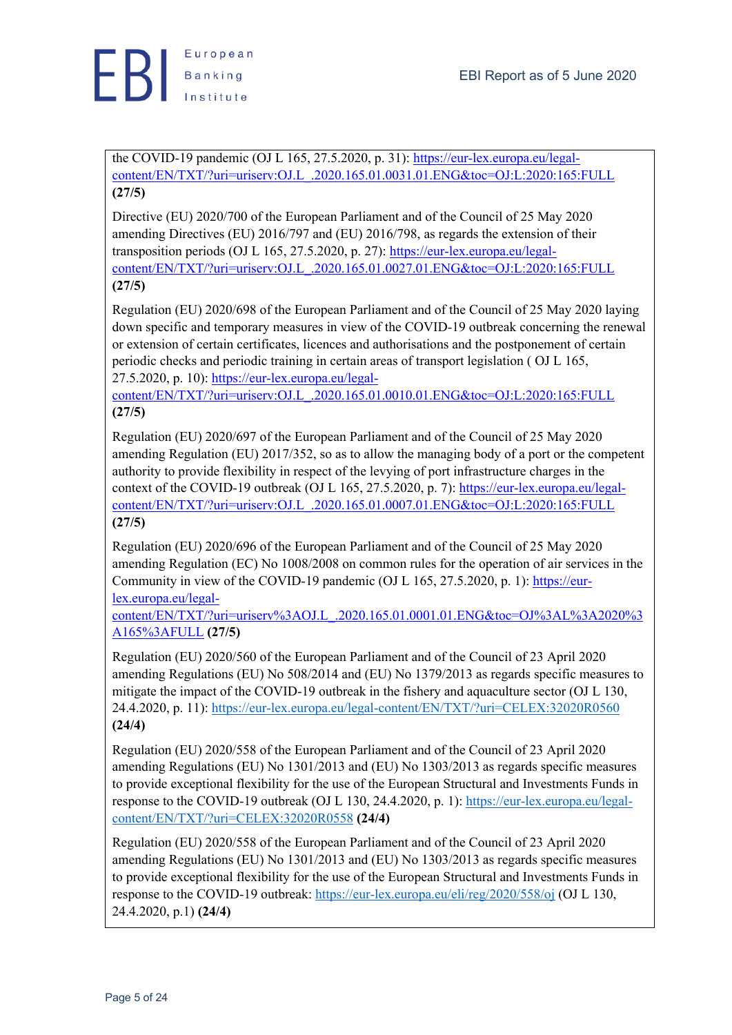the COVID-19 pandemic (OJ L 165, 27.5.2020, p. 31): https://eur-lex.europa.eu/legal-content/EN/TXT/?uri=uriserv:OJ.L_.2020.165.01.0031.01.ENG&toc=OJ:L:2020:165:FULL **(27/5)**

Directive (EU) 2020/700 of the European Parliament and of the Council of 25 May 2020 amending Directives (EU) 2016/797 and (EU) 2016/798, as regards the extension of their transposition periods (OJ L 165, 27.5.2020, p. 27): https://eur-lex.europa.eu/legal-content/EN/TXT/?uri=uriserv:OJ.L_.2020.165.01.0027.01.ENG&toc=OJ:L:2020:165:FULL **(27/5)**

Regulation (EU) 2020/698 of the European Parliament and of the Council of 25 May 2020 laying down specific and temporary measures in view of the COVID-19 outbreak concerning the renewal or extension of certain certificates, licences and authorisations and the postponement of certain periodic checks and periodic training in certain areas of transport legislation ( OJ L 165, 27.5.2020, p. 10): https://eur-lex.europa.eu/legal-content/EN/TXT/?uri=uriserv:OJ.L_.2020.165.01.0010.01.ENG&toc=OJ:L:2020:165:FULL **(27/5)**

Regulation (EU) 2020/697 of the European Parliament and of the Council of 25 May 2020 amending Regulation (EU) 2017/352, so as to allow the managing body of a port or the competent authority to provide flexibility in respect of the levying of port infrastructure charges in the context of the COVID-19 outbreak (OJ L 165, 27.5.2020, p. 7): https://eur-lex.europa.eu/legal-content/EN/TXT/?uri=uriserv:OJ.L_.2020.165.01.0007.01.ENG&toc=OJ:L:2020:165:FULL **(27/5)**

Regulation (EU) 2020/696 of the European Parliament and of the Council of 25 May 2020 amending Regulation (EC) No 1008/2008 on common rules for the operation of air services in the Community in view of the COVID-19 pandemic (OJ L 165, 27.5.2020, p. 1): https://eur-lex.europa.eu/legal-content/EN/TXT/?uri=uriserv%3AOJ.L_.2020.165.01.0001.01.ENG&toc=OJ%3AL%3A2020%3A165%3AFULL **(27/5)**

Regulation (EU) 2020/560 of the European Parliament and of the Council of 23 April 2020 amending Regulations (EU) No 508/2014 and (EU) No 1379/2013 as regards specific measures to mitigate the impact of the COVID-19 outbreak in the fishery and aquaculture sector (OJ L 130, 24.4.2020, p. 11): https://eur-lex.europa.eu/legal-content/EN/TXT/?uri=CELEX:32020R0560 **(24/4)**

Regulation (EU) 2020/558 of the European Parliament and of the Council of 23 April 2020 amending Regulations (EU) No 1301/2013 and (EU) No 1303/2013 as regards specific measures to provide exceptional flexibility for the use of the European Structural and Investments Funds in response to the COVID-19 outbreak (OJ L 130, 24.4.2020, p. 1): https://eur-lex.europa.eu/legal-content/EN/TXT/?uri=CELEX:32020R0558 **(24/4)**

Regulation (EU) 2020/558 of the European Parliament and of the Council of 23 April 2020 amending Regulations (EU) No 1301/2013 and (EU) No 1303/2013 as regards specific measures to provide exceptional flexibility for the use of the European Structural and Investments Funds in response to the COVID-19 outbreak: https://eur-lex.europa.eu/eli/reg/2020/558/oj (OJ L 130, 24.4.2020, p.1) **(24/4)**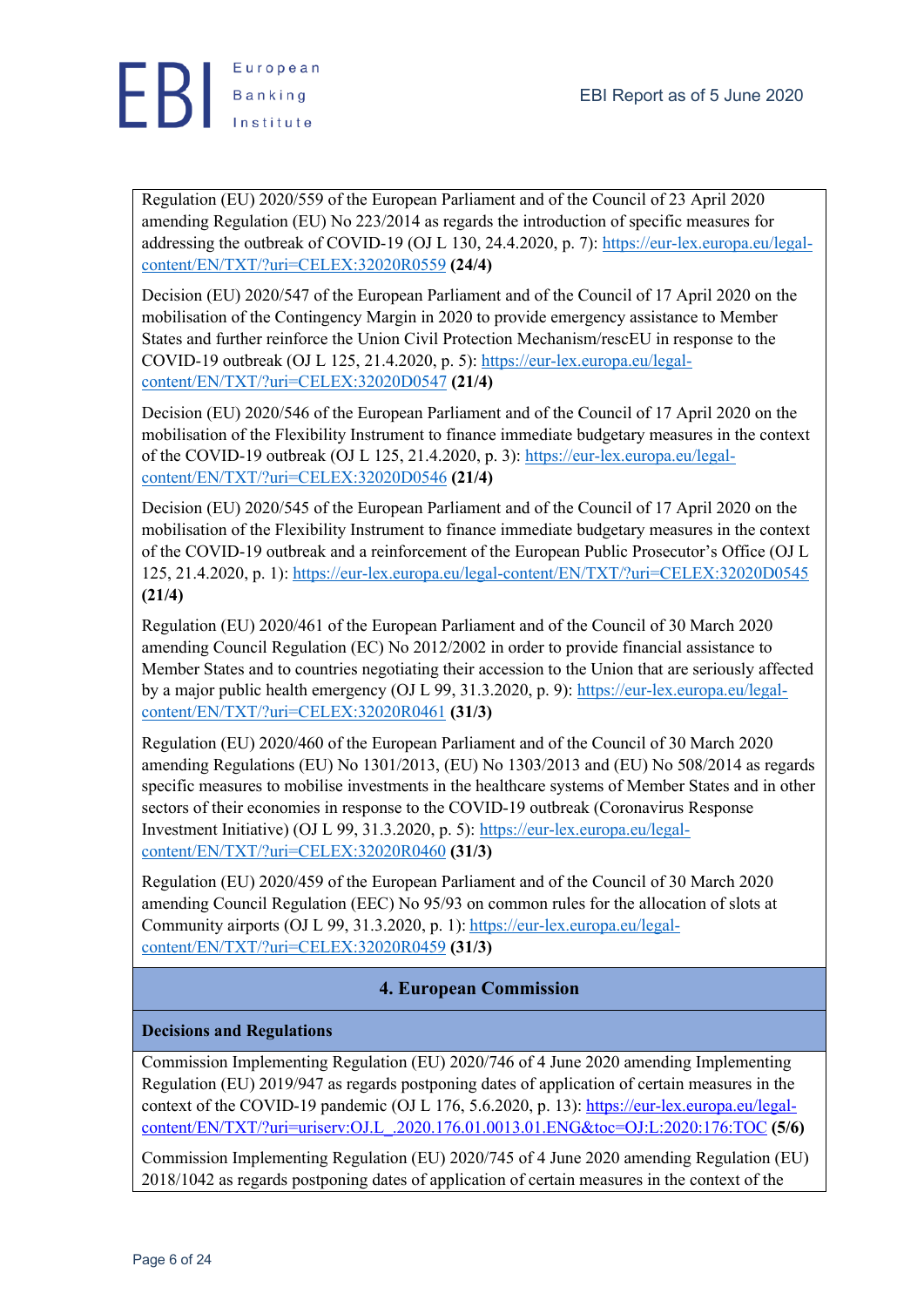Regulation (EU) 2020/559 of the European Parliament and of the Council of 23 April 2020 amending Regulation (EU) No 223/2014 as regards the introduction of specific measures for addressing the outbreak of COVID-19 (OJ L 130, 24.4.2020, p. 7): https://eur-lex.europa.eu/legal-content/EN/TXT/?uri=CELEX:32020R0559 **(24/4)**

Decision (EU) 2020/547 of the European Parliament and of the Council of 17 April 2020 on the mobilisation of the Contingency Margin in 2020 to provide emergency assistance to Member States and further reinforce the Union Civil Protection Mechanism/rescEU in response to the COVID-19 outbreak (OJ L 125, 21.4.2020, p. 5): https://eur-lex.europa.eu/legal-content/EN/TXT/?uri=CELEX:32020D0547 **(21/4)**

Decision (EU) 2020/546 of the European Parliament and of the Council of 17 April 2020 on the mobilisation of the Flexibility Instrument to finance immediate budgetary measures in the context of the COVID-19 outbreak (OJ L 125, 21.4.2020, p. 3): https://eur-lex.europa.eu/legal-content/EN/TXT/?uri=CELEX:32020D0546 **(21/4)**

Decision (EU) 2020/545 of the European Parliament and of the Council of 17 April 2020 on the mobilisation of the Flexibility Instrument to finance immediate budgetary measures in the context of the COVID-19 outbreak and a reinforcement of the European Public Prosecutor's Office (OJ L 125, 21.4.2020, p. 1): https://eur-lex.europa.eu/legal-content/EN/TXT/?uri=CELEX:32020D0545 **(21/4)**

Regulation (EU) 2020/461 of the European Parliament and of the Council of 30 March 2020 amending Council Regulation (EC) No 2012/2002 in order to provide financial assistance to Member States and to countries negotiating their accession to the Union that are seriously affected by a major public health emergency (OJ L 99, 31.3.2020, p. 9): https://eur-lex.europa.eu/legal-content/EN/TXT/?uri=CELEX:32020R0461 **(31/3)**

Regulation (EU) 2020/460 of the European Parliament and of the Council of 30 March 2020 amending Regulations (EU) No 1301/2013, (EU) No 1303/2013 and (EU) No 508/2014 as regards specific measures to mobilise investments in the healthcare systems of Member States and in other sectors of their economies in response to the COVID-19 outbreak (Coronavirus Response Investment Initiative) (OJ L 99, 31.3.2020, p. 5): https://eur-lex.europa.eu/legal-content/EN/TXT/?uri=CELEX:32020R0460 **(31/3)**

Regulation (EU) 2020/459 of the European Parliament and of the Council of 30 March 2020 amending Council Regulation (EEC) No 95/93 on common rules for the allocation of slots at Community airports (OJ L 99, 31.3.2020, p. 1): https://eur-lex.europa.eu/legal-content/EN/TXT/?uri=CELEX:32020R0459 **(31/3)**

## 4. European Commission

### Decisions and Regulations

Commission Implementing Regulation (EU) 2020/746 of 4 June 2020 amending Implementing Regulation (EU) 2019/947 as regards postponing dates of application of certain measures in the context of the COVID-19 pandemic (OJ L 176, 5.6.2020, p. 13): https://eur-lex.europa.eu/legal-content/EN/TXT/?uri=uriserv:OJ.L_.2020.176.01.0013.01.ENG&toc=OJ:L:2020:176:TOC **(5/6)**

Commission Implementing Regulation (EU) 2020/745 of 4 June 2020 amending Regulation (EU) 2018/1042 as regards postponing dates of application of certain measures in the context of the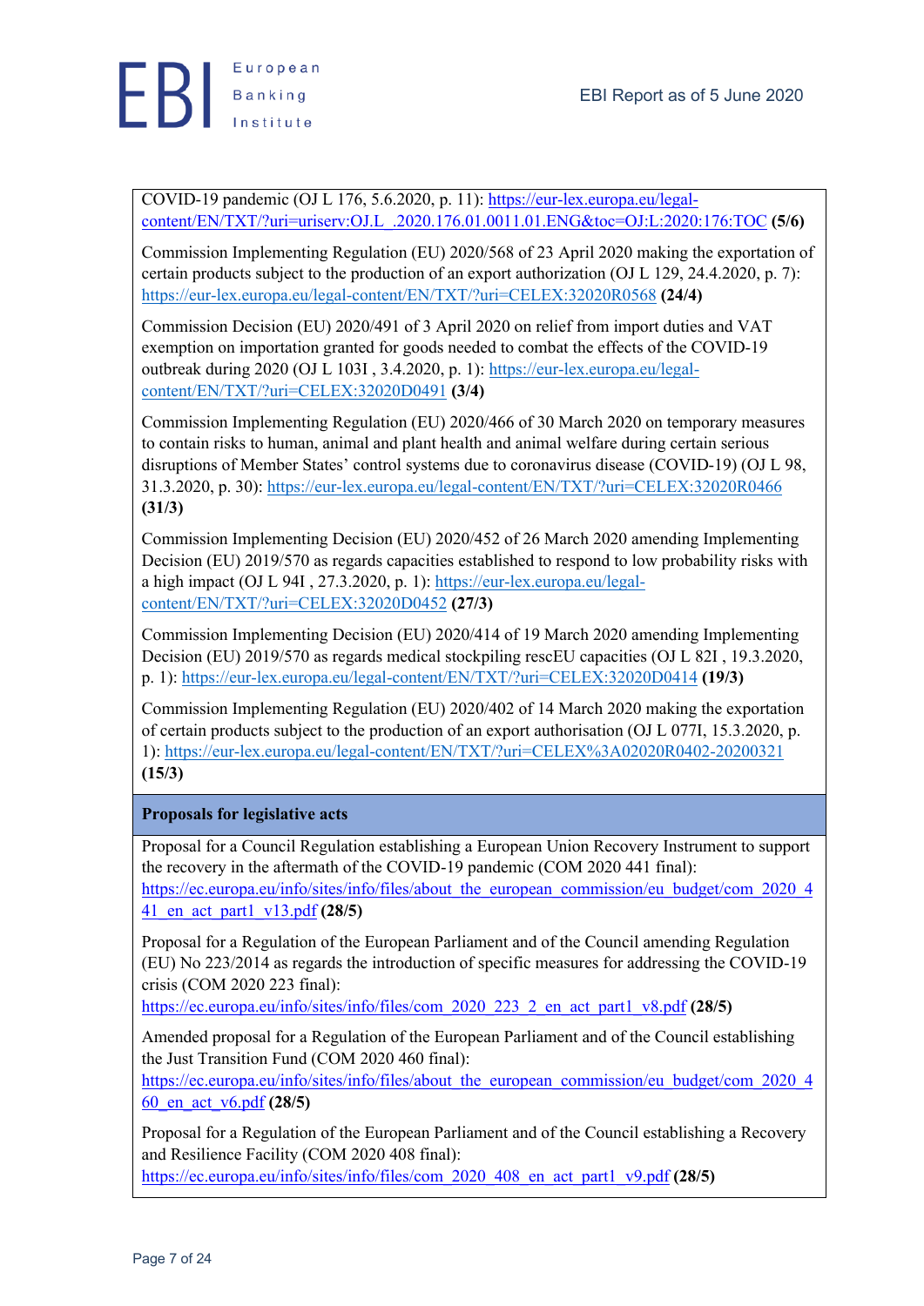COVID-19 pandemic (OJ L 176, 5.6.2020, p. 11): https://eur-lex.europa.eu/legal-content/EN/TXT/?uri=uriserv:OJ.L_.2020.176.01.0011.01.ENG&toc=OJ:L:2020:176:TOC **(5/6)**

Commission Implementing Regulation (EU) 2020/568 of 23 April 2020 making the exportation of certain products subject to the production of an export authorization (OJ L 129, 24.4.2020, p. 7): https://eur-lex.europa.eu/legal-content/EN/TXT/?uri=CELEX:32020R0568 **(24/4)**

Commission Decision (EU) 2020/491 of 3 April 2020 on relief from import duties and VAT exemption on importation granted for goods needed to combat the effects of the COVID-19 outbreak during 2020 (OJ L 103I , 3.4.2020, p. 1): https://eur-lex.europa.eu/legal-content/EN/TXT/?uri=CELEX:32020D0491 **(3/4)**

Commission Implementing Regulation (EU) 2020/466 of 30 March 2020 on temporary measures to contain risks to human, animal and plant health and animal welfare during certain serious disruptions of Member States' control systems due to coronavirus disease (COVID-19) (OJ L 98, 31.3.2020, p. 30): https://eur-lex.europa.eu/legal-content/EN/TXT/?uri=CELEX:32020R0466 **(31/3)**

Commission Implementing Decision (EU) 2020/452 of 26 March 2020 amending Implementing Decision (EU) 2019/570 as regards capacities established to respond to low probability risks with a high impact (OJ L 94I , 27.3.2020, p. 1): https://eur-lex.europa.eu/legal-content/EN/TXT/?uri=CELEX:32020D0452 **(27/3)**

Commission Implementing Decision (EU) 2020/414 of 19 March 2020 amending Implementing Decision (EU) 2019/570 as regards medical stockpiling rescEU capacities (OJ L 82I , 19.3.2020, p. 1): https://eur-lex.europa.eu/legal-content/EN/TXT/?uri=CELEX:32020D0414 **(19/3)**

Commission Implementing Regulation (EU) 2020/402 of 14 March 2020 making the exportation of certain products subject to the production of an export authorisation (OJ L 077I, 15.3.2020, p. 1): https://eur-lex.europa.eu/legal-content/EN/TXT/?uri=CELEX%3A02020R0402-20200321 **(15/3)**

**Proposals for legislative acts**

Proposal for a Council Regulation establishing a European Union Recovery Instrument to support the recovery in the aftermath of the COVID-19 pandemic (COM 2020 441 final): https://ec.europa.eu/info/sites/info/files/about_the_european_commission/eu_budget/com_2020_441_en_act_part1_v13.pdf **(28/5)**

Proposal for a Regulation of the European Parliament and of the Council amending Regulation (EU) No 223/2014 as regards the introduction of specific measures for addressing the COVID-19 crisis (COM 2020 223 final): https://ec.europa.eu/info/sites/info/files/com_2020_223_2_en_act_part1_v8.pdf **(28/5)**

Amended proposal for a Regulation of the European Parliament and of the Council establishing the Just Transition Fund (COM 2020 460 final): https://ec.europa.eu/info/sites/info/files/about_the_european_commission/eu_budget/com_2020_460_en_act_v6.pdf **(28/5)**

Proposal for a Regulation of the European Parliament and of the Council establishing a Recovery and Resilience Facility (COM 2020 408 final): https://ec.europa.eu/info/sites/info/files/com_2020_408_en_act_part1_v9.pdf **(28/5)**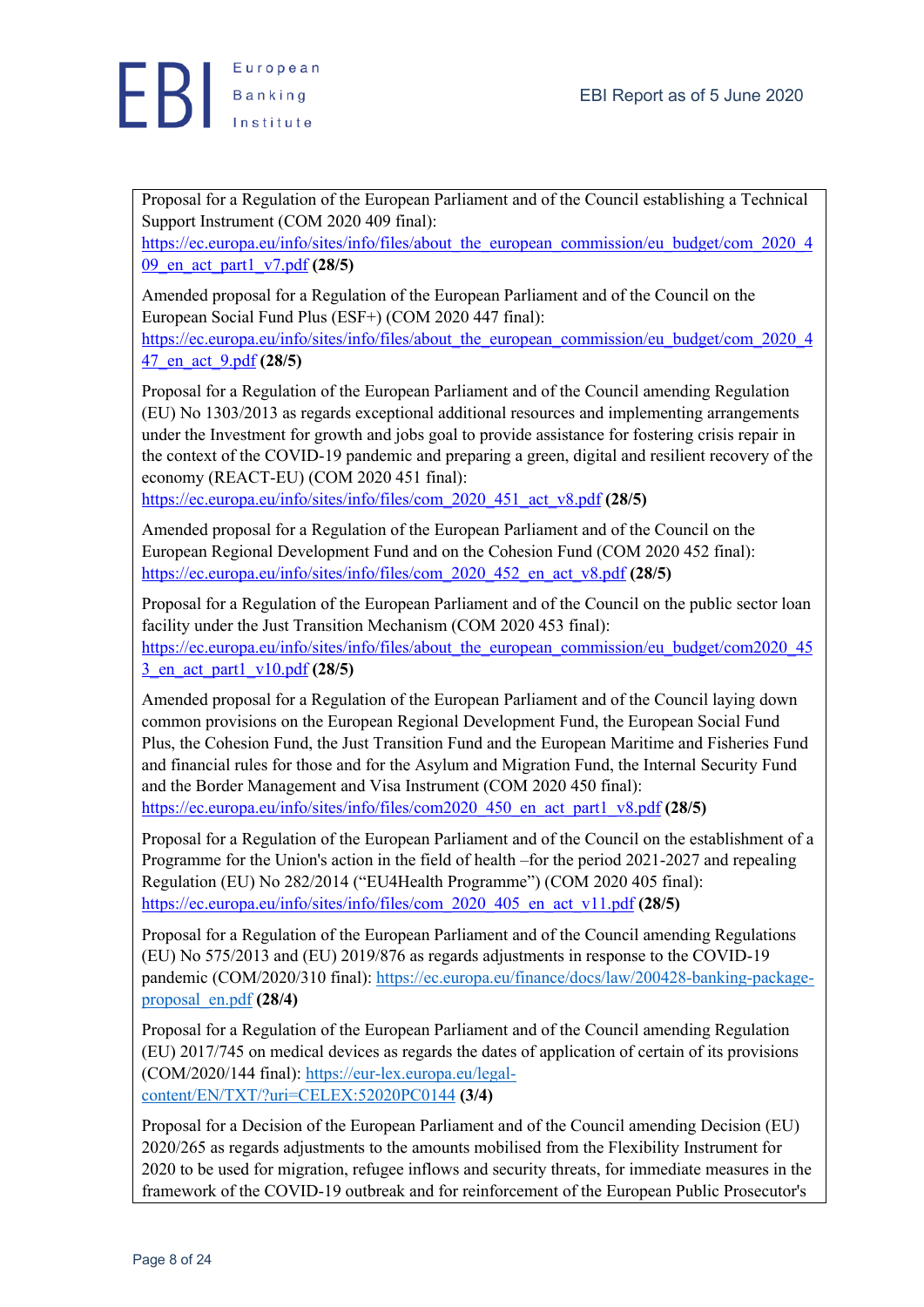Proposal for a Regulation of the European Parliament and of the Council establishing a Technical Support Instrument (COM 2020 409 final): https://ec.europa.eu/info/sites/info/files/about_the_european_commission/eu_budget/com_2020_409_en_act_part1_v7.pdf **(28/5)**

Amended proposal for a Regulation of the European Parliament and of the Council on the European Social Fund Plus (ESF+) (COM 2020 447 final): https://ec.europa.eu/info/sites/info/files/about_the_european_commission/eu_budget/com_2020_447_en_act_9.pdf **(28/5)**

Proposal for a Regulation of the European Parliament and of the Council amending Regulation (EU) No 1303/2013 as regards exceptional additional resources and implementing arrangements under the Investment for growth and jobs goal to provide assistance for fostering crisis repair in the context of the COVID-19 pandemic and preparing a green, digital and resilient recovery of the economy (REACT-EU) (COM 2020 451 final): https://ec.europa.eu/info/sites/info/files/com_2020_451_act_v8.pdf **(28/5)**

Amended proposal for a Regulation of the European Parliament and of the Council on the European Regional Development Fund and on the Cohesion Fund (COM 2020 452 final): https://ec.europa.eu/info/sites/info/files/com_2020_452_en_act_v8.pdf **(28/5)**

Proposal for a Regulation of the European Parliament and of the Council on the public sector loan facility under the Just Transition Mechanism (COM 2020 453 final): https://ec.europa.eu/info/sites/info/files/about_the_european_commission/eu_budget/com2020_453_en_act_part1_v10.pdf **(28/5)**

Amended proposal for a Regulation of the European Parliament and of the Council laying down common provisions on the European Regional Development Fund, the European Social Fund Plus, the Cohesion Fund, the Just Transition Fund and the European Maritime and Fisheries Fund and financial rules for those and for the Asylum and Migration Fund, the Internal Security Fund and the Border Management and Visa Instrument (COM 2020 450 final): https://ec.europa.eu/info/sites/info/files/com2020_450_en_act_part1_v8.pdf **(28/5)**

Proposal for a Regulation of the European Parliament and of the Council on the establishment of a Programme for the Union's action in the field of health –for the period 2021-2027 and repealing Regulation (EU) No 282/2014 ("EU4Health Programme") (COM 2020 405 final): https://ec.europa.eu/info/sites/info/files/com_2020_405_en_act_v11.pdf **(28/5)**

Proposal for a Regulation of the European Parliament and of the Council amending Regulations (EU) No 575/2013 and (EU) 2019/876 as regards adjustments in response to the COVID-19 pandemic (COM/2020/310 final): https://ec.europa.eu/finance/docs/law/200428-banking-package-proposal_en.pdf **(28/4)**

Proposal for a Regulation of the European Parliament and of the Council amending Regulation (EU) 2017/745 on medical devices as regards the dates of application of certain of its provisions (COM/2020/144 final): https://eur-lex.europa.eu/legal-content/EN/TXT/?uri=CELEX:52020PC0144 **(3/4)**

Proposal for a Decision of the European Parliament and of the Council amending Decision (EU) 2020/265 as regards adjustments to the amounts mobilised from the Flexibility Instrument for 2020 to be used for migration, refugee inflows and security threats, for immediate measures in the framework of the COVID-19 outbreak and for reinforcement of the European Public Prosecutor's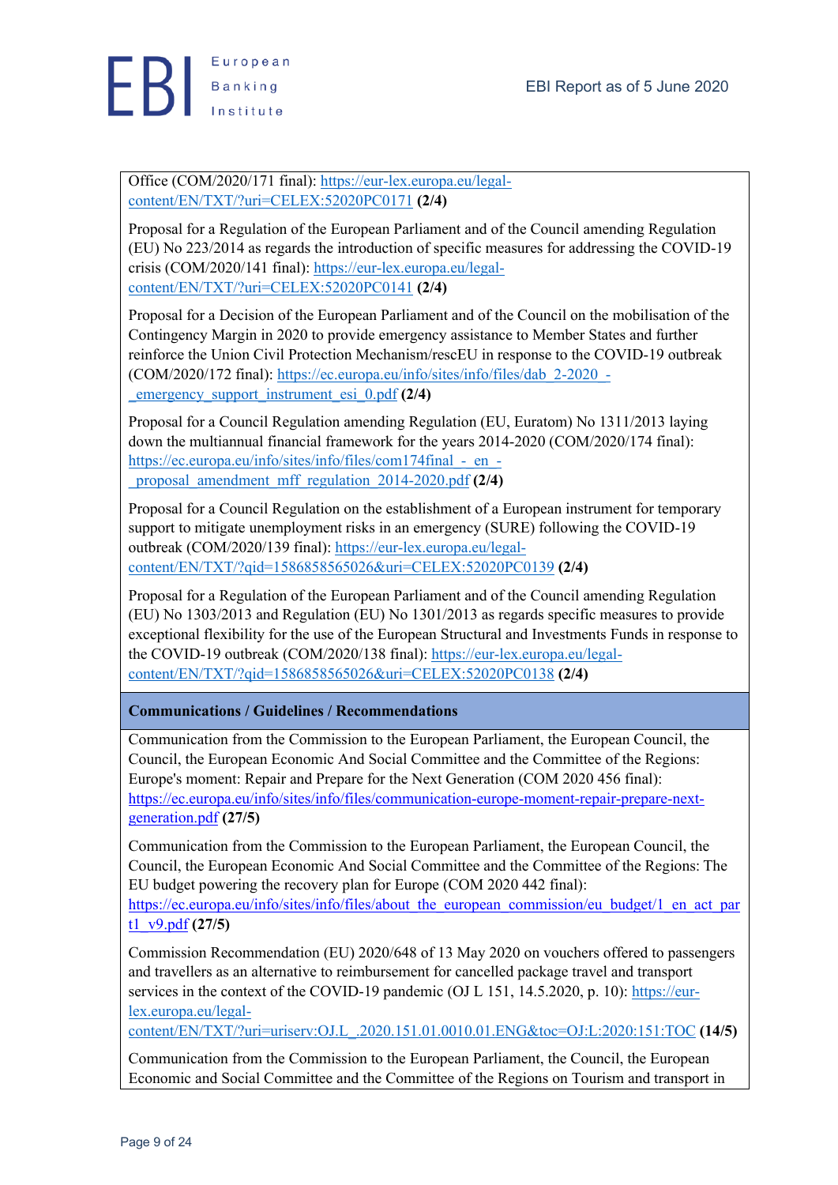Office (COM/2020/171 final): https://eur-lex.europa.eu/legal-content/EN/TXT/?uri=CELEX:52020PC0171 **(2/4)**

Proposal for a Regulation of the European Parliament and of the Council amending Regulation (EU) No 223/2014 as regards the introduction of specific measures for addressing the COVID-19 crisis (COM/2020/141 final): https://eur-lex.europa.eu/legal-content/EN/TXT/?uri=CELEX:52020PC0141 **(2/4)**

Proposal for a Decision of the European Parliament and of the Council on the mobilisation of the Contingency Margin in 2020 to provide emergency assistance to Member States and further reinforce the Union Civil Protection Mechanism/rescEU in response to the COVID-19 outbreak (COM/2020/172 final): https://ec.europa.eu/info/sites/info/files/dab_2-2020_-_emergency_support_instrument_esi_0.pdf **(2/4)**

Proposal for a Council Regulation amending Regulation (EU, Euratom) No 1311/2013 laying down the multiannual financial framework for the years 2014-2020 (COM/2020/174 final): https://ec.europa.eu/info/sites/info/files/com174final_-_en_-_proposal_amendment_mff_regulation_2014-2020.pdf **(2/4)**

Proposal for a Council Regulation on the establishment of a European instrument for temporary support to mitigate unemployment risks in an emergency (SURE) following the COVID-19 outbreak (COM/2020/139 final): https://eur-lex.europa.eu/legal-content/EN/TXT/?qid=1586858565026&uri=CELEX:52020PC0139 **(2/4)**

Proposal for a Regulation of the European Parliament and of the Council amending Regulation (EU) No 1303/2013 and Regulation (EU) No 1301/2013 as regards specific measures to provide exceptional flexibility for the use of the European Structural and Investments Funds in response to the COVID-19 outbreak (COM/2020/138 final): https://eur-lex.europa.eu/legal-content/EN/TXT/?qid=1586858565026&uri=CELEX:52020PC0138 **(2/4)**

**Communications / Guidelines / Recommendations**

Communication from the Commission to the European Parliament, the European Council, the Council, the European Economic And Social Committee and the Committee of the Regions: Europe's moment: Repair and Prepare for the Next Generation (COM 2020 456 final): https://ec.europa.eu/info/sites/info/files/communication-europe-moment-repair-prepare-next-generation.pdf **(27/5)**

Communication from the Commission to the European Parliament, the European Council, the Council, the European Economic And Social Committee and the Committee of the Regions: The EU budget powering the recovery plan for Europe (COM 2020 442 final): https://ec.europa.eu/info/sites/info/files/about_the_european_commission/eu_budget/1_en_act_part1_v9.pdf **(27/5)**

Commission Recommendation (EU) 2020/648 of 13 May 2020 on vouchers offered to passengers and travellers as an alternative to reimbursement for cancelled package travel and transport services in the context of the COVID-19 pandemic (OJ L 151, 14.5.2020, p. 10): https://eur-lex.europa.eu/legal-content/EN/TXT/?uri=uriserv:OJ.L_.2020.151.01.0010.01.ENG&toc=OJ:L:2020:151:TOC **(14/5)**

Communication from the Commission to the European Parliament, the Council, the European Economic and Social Committee and the Committee of the Regions on Tourism and transport in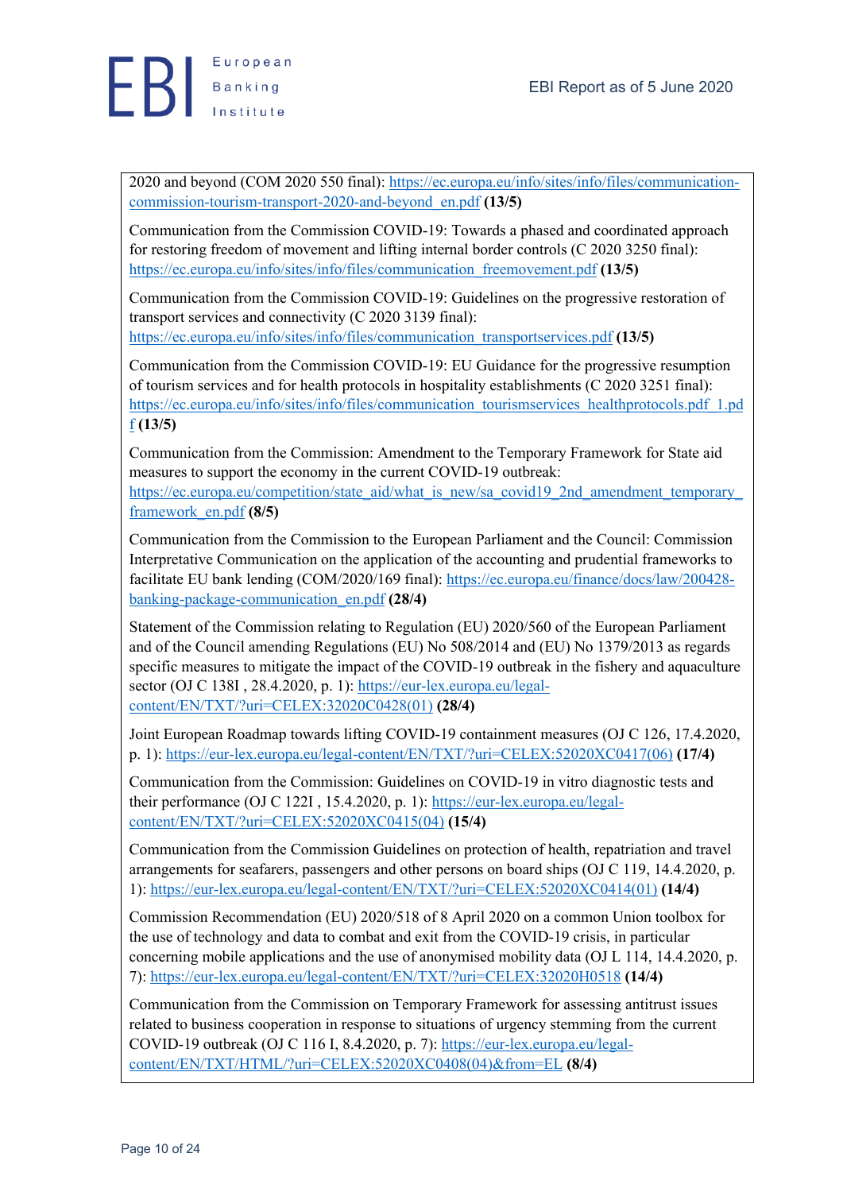2020 and beyond (COM 2020 550 final): https://ec.europa.eu/info/sites/info/files/communication-commission-tourism-transport-2020-and-beyond_en.pdf **(13/5)**

Communication from the Commission COVID-19: Towards a phased and coordinated approach for restoring freedom of movement and lifting internal border controls (C 2020 3250 final): https://ec.europa.eu/info/sites/info/files/communication_freemovement.pdf **(13/5)**

Communication from the Commission COVID-19: Guidelines on the progressive restoration of transport services and connectivity (C 2020 3139 final): https://ec.europa.eu/info/sites/info/files/communication_transportservices.pdf **(13/5)**

Communication from the Commission COVID-19: EU Guidance for the progressive resumption of tourism services and for health protocols in hospitality establishments (C 2020 3251 final): https://ec.europa.eu/info/sites/info/files/communication_tourismservices_healthprotocols.pdf_1.pdf **(13/5)**

Communication from the Commission: Amendment to the Temporary Framework for State aid measures to support the economy in the current COVID-19 outbreak: https://ec.europa.eu/competition/state_aid/what_is_new/sa_covid19_2nd_amendment_temporary_framework_en.pdf **(8/5)**

Communication from the Commission to the European Parliament and the Council: Commission Interpretative Communication on the application of the accounting and prudential frameworks to facilitate EU bank lending (COM/2020/169 final): https://ec.europa.eu/finance/docs/law/200428-banking-package-communication_en.pdf **(28/4)**

Statement of the Commission relating to Regulation (EU) 2020/560 of the European Parliament and of the Council amending Regulations (EU) No 508/2014 and (EU) No 1379/2013 as regards specific measures to mitigate the impact of the COVID-19 outbreak in the fishery and aquaculture sector (OJ C 138I , 28.4.2020, p. 1): https://eur-lex.europa.eu/legal-content/EN/TXT/?uri=CELEX:32020C0428(01) **(28/4)**

Joint European Roadmap towards lifting COVID-19 containment measures (OJ C 126, 17.4.2020, p. 1): https://eur-lex.europa.eu/legal-content/EN/TXT/?uri=CELEX:52020XC0417(06) **(17/4)**

Communication from the Commission: Guidelines on COVID-19 in vitro diagnostic tests and their performance (OJ C 122I , 15.4.2020, p. 1): https://eur-lex.europa.eu/legal-content/EN/TXT/?uri=CELEX:52020XC0415(04) **(15/4)**

Communication from the Commission Guidelines on protection of health, repatriation and travel arrangements for seafarers, passengers and other persons on board ships (OJ C 119, 14.4.2020, p. 1): https://eur-lex.europa.eu/legal-content/EN/TXT/?uri=CELEX:52020XC0414(01) **(14/4)**

Commission Recommendation (EU) 2020/518 of 8 April 2020 on a common Union toolbox for the use of technology and data to combat and exit from the COVID-19 crisis, in particular concerning mobile applications and the use of anonymised mobility data (OJ L 114, 14.4.2020, p. 7): https://eur-lex.europa.eu/legal-content/EN/TXT/?uri=CELEX:32020H0518 **(14/4)**

Communication from the Commission on Temporary Framework for assessing antitrust issues related to business cooperation in response to situations of urgency stemming from the current COVID-19 outbreak (OJ C 116 I, 8.4.2020, p. 7): https://eur-lex.europa.eu/legal-content/EN/TXT/HTML/?uri=CELEX:52020XC0408(04)&from=EL **(8/4)**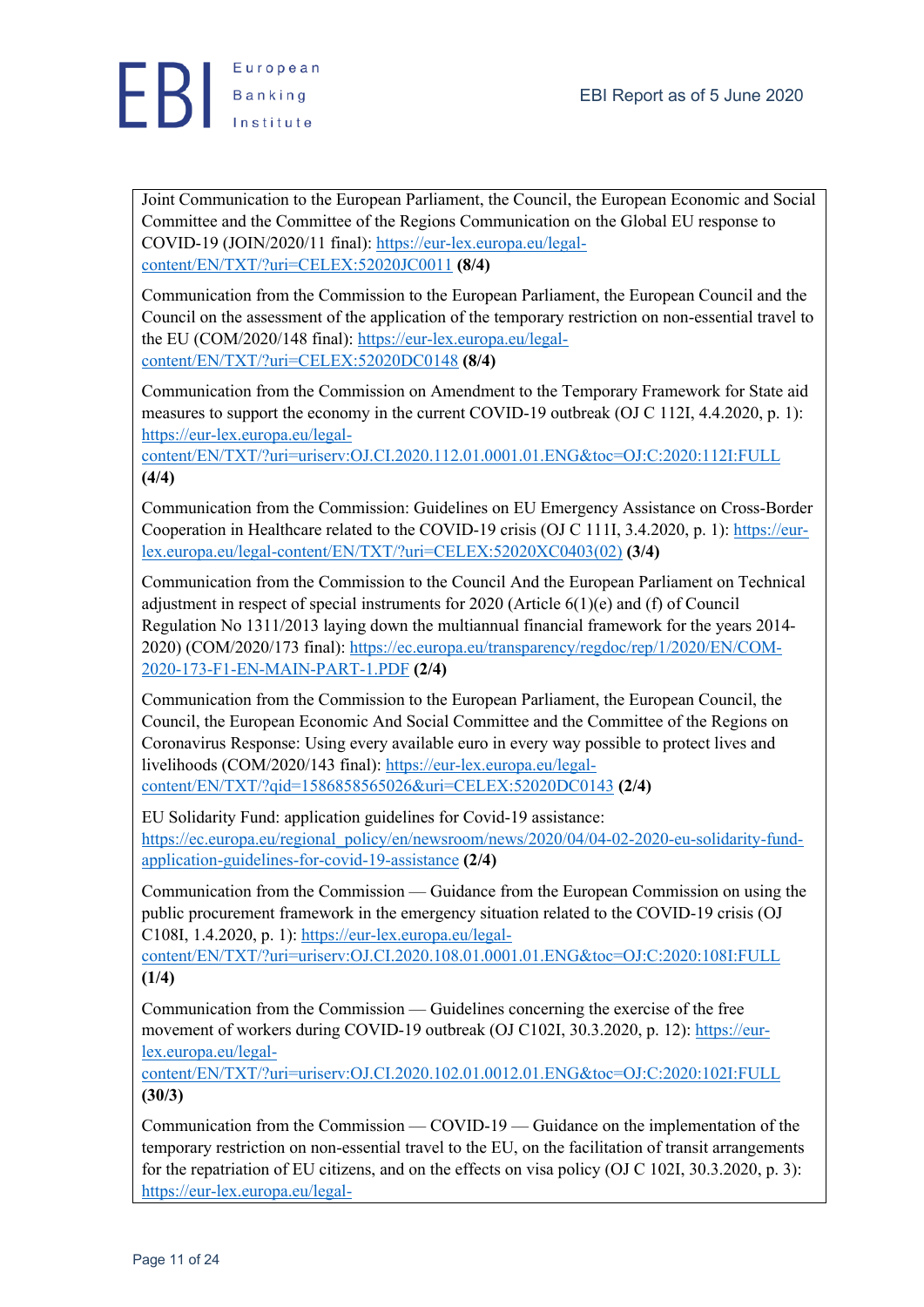Joint Communication to the European Parliament, the Council, the European Economic and Social Committee and the Committee of the Regions Communication on the Global EU response to COVID-19 (JOIN/2020/11 final): https://eur-lex.europa.eu/legal-content/EN/TXT/?uri=CELEX:52020JC0011 **(8/4)**

Communication from the Commission to the European Parliament, the European Council and the Council on the assessment of the application of the temporary restriction on non-essential travel to the EU (COM/2020/148 final): https://eur-lex.europa.eu/legal-content/EN/TXT/?uri=CELEX:52020DC0148 **(8/4)**

Communication from the Commission on Amendment to the Temporary Framework for State aid measures to support the economy in the current COVID-19 outbreak (OJ C 112I, 4.4.2020, p. 1): https://eur-lex.europa.eu/legal-content/EN/TXT/?uri=uriserv:OJ.CI.2020.112.01.0001.01.ENG&toc=OJ:C:2020:112I:FULL **(4/4)**

Communication from the Commission: Guidelines on EU Emergency Assistance on Cross-Border Cooperation in Healthcare related to the COVID-19 crisis (OJ C 111I, 3.4.2020, p. 1): https://eur-lex.europa.eu/legal-content/EN/TXT/?uri=CELEX:52020XC0403(02) **(3/4)**

Communication from the Commission to the Council And the European Parliament on Technical adjustment in respect of special instruments for 2020 (Article 6(1)(e) and (f) of Council Regulation No 1311/2013 laying down the multiannual financial framework for the years 2014-2020) (COM/2020/173 final): https://ec.europa.eu/transparency/regdoc/rep/1/2020/EN/COM-2020-173-F1-EN-MAIN-PART-1.PDF **(2/4)**

Communication from the Commission to the European Parliament, the European Council, the Council, the European Economic And Social Committee and the Committee of the Regions on Coronavirus Response: Using every available euro in every way possible to protect lives and livelihoods (COM/2020/143 final): https://eur-lex.europa.eu/legal-content/EN/TXT/?qid=1586858565026&uri=CELEX:52020DC0143 **(2/4)**

EU Solidarity Fund: application guidelines for Covid-19 assistance: https://ec.europa.eu/regional_policy/en/newsroom/news/2020/04/04-02-2020-eu-solidarity-fund-application-guidelines-for-covid-19-assistance **(2/4)**

Communication from the Commission — Guidance from the European Commission on using the public procurement framework in the emergency situation related to the COVID-19 crisis (OJ C108I, 1.4.2020, p. 1): https://eur-lex.europa.eu/legal-content/EN/TXT/?uri=uriserv:OJ.CI.2020.108.01.0001.01.ENG&toc=OJ:C:2020:108I:FULL **(1/4)**

Communication from the Commission — Guidelines concerning the exercise of the free movement of workers during COVID-19 outbreak (OJ C102I, 30.3.2020, p. 12): https://eur-lex.europa.eu/legal-content/EN/TXT/?uri=uriserv:OJ.CI.2020.102.01.0012.01.ENG&toc=OJ:C:2020:102I:FULL **(30/3)**

Communication from the Commission — COVID-19 — Guidance on the implementation of the temporary restriction on non-essential travel to the EU, on the facilitation of transit arrangements for the repatriation of EU citizens, and on the effects on visa policy (OJ C 102I, 30.3.2020, p. 3): https://eur-lex.europa.eu/legal-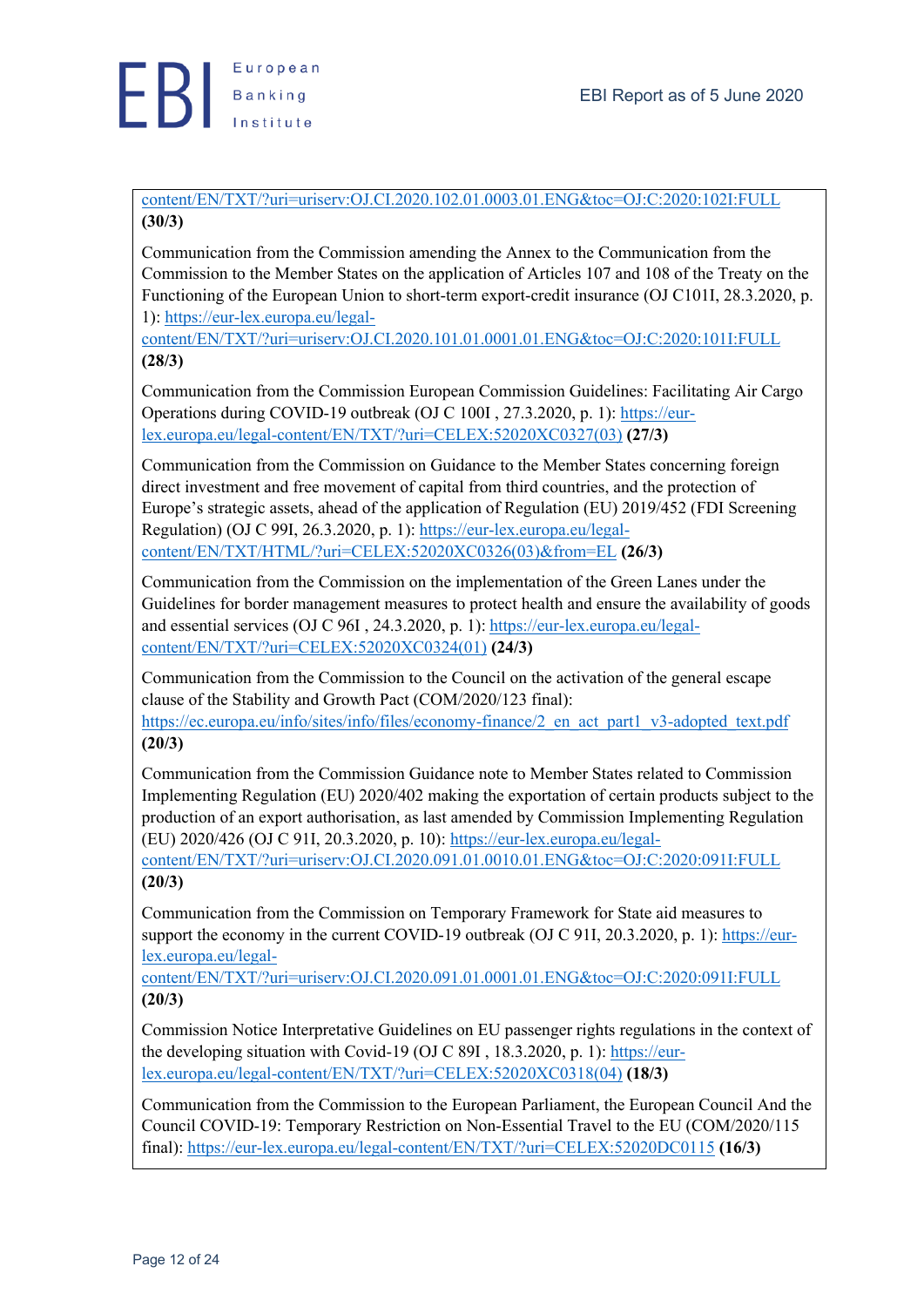content/EN/TXT/?uri=uriserv:OJ.CI.2020.102.01.0003.01.ENG&toc=OJ:C:2020:102I:FULL **(30/3)**

Communication from the Commission amending the Annex to the Communication from the Commission to the Member States on the application of Articles 107 and 108 of the Treaty on the Functioning of the European Union to short-term export-credit insurance (OJ C101I, 28.3.2020, p. 1): https://eur-lex.europa.eu/legal-content/EN/TXT/?uri=uriserv:OJ.CI.2020.101.01.0001.01.ENG&toc=OJ:C:2020:101I:FULL **(28/3)**

Communication from the Commission European Commission Guidelines: Facilitating Air Cargo Operations during COVID-19 outbreak (OJ C 100I , 27.3.2020, p. 1): https://eur-lex.europa.eu/legal-content/EN/TXT/?uri=CELEX:52020XC0327(03) **(27/3)**

Communication from the Commission on Guidance to the Member States concerning foreign direct investment and free movement of capital from third countries, and the protection of Europe's strategic assets, ahead of the application of Regulation (EU) 2019/452 (FDI Screening Regulation) (OJ C 99I, 26.3.2020, p. 1): https://eur-lex.europa.eu/legal-content/EN/TXT/HTML/?uri=CELEX:52020XC0326(03)&from=EL **(26/3)**

Communication from the Commission on the implementation of the Green Lanes under the Guidelines for border management measures to protect health and ensure the availability of goods and essential services (OJ C 96I , 24.3.2020, p. 1): https://eur-lex.europa.eu/legal-content/EN/TXT/?uri=CELEX:52020XC0324(01) **(24/3)**

Communication from the Commission to the Council on the activation of the general escape clause of the Stability and Growth Pact (COM/2020/123 final): https://ec.europa.eu/info/sites/info/files/economy-finance/2_en_act_part1_v3-adopted_text.pdf **(20/3)**

Communication from the Commission Guidance note to Member States related to Commission Implementing Regulation (EU) 2020/402 making the exportation of certain products subject to the production of an export authorisation, as last amended by Commission Implementing Regulation (EU) 2020/426 (OJ C 91I, 20.3.2020, p. 10): https://eur-lex.europa.eu/legal-content/EN/TXT/?uri=uriserv:OJ.CI.2020.091.01.0010.01.ENG&toc=OJ:C:2020:091I:FULL **(20/3)**

Communication from the Commission on Temporary Framework for State aid measures to support the economy in the current COVID-19 outbreak (OJ C 91I, 20.3.2020, p. 1): https://eur-lex.europa.eu/legal-content/EN/TXT/?uri=uriserv:OJ.CI.2020.091.01.0001.01.ENG&toc=OJ:C:2020:091I:FULL **(20/3)**

Commission Notice Interpretative Guidelines on EU passenger rights regulations in the context of the developing situation with Covid-19 (OJ C 89I , 18.3.2020, p. 1): https://eur-lex.europa.eu/legal-content/EN/TXT/?uri=CELEX:52020XC0318(04) **(18/3)**

Communication from the Commission to the European Parliament, the European Council And the Council COVID-19: Temporary Restriction on Non-Essential Travel to the EU (COM/2020/115 final): https://eur-lex.europa.eu/legal-content/EN/TXT/?uri=CELEX:52020DC0115 **(16/3)**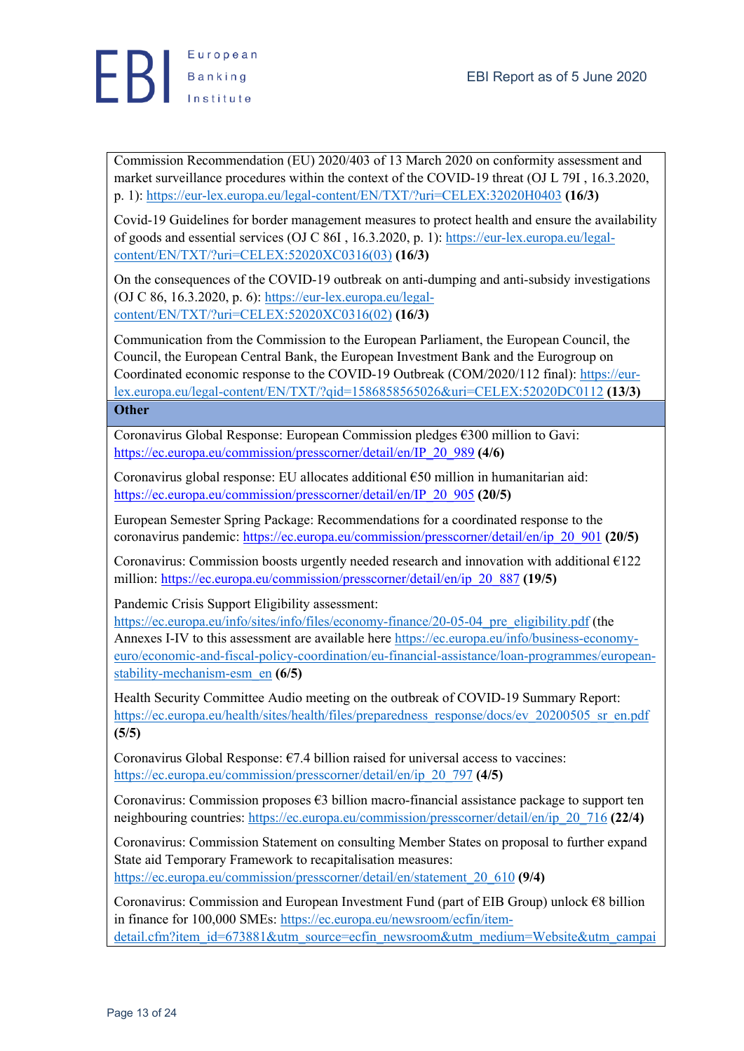Commission Recommendation (EU) 2020/403 of 13 March 2020 on conformity assessment and market surveillance procedures within the context of the COVID-19 threat (OJ L 79I , 16.3.2020, p. 1): https://eur-lex.europa.eu/legal-content/EN/TXT/?uri=CELEX:32020H0403 **(16/3)**

Covid-19 Guidelines for border management measures to protect health and ensure the availability of goods and essential services (OJ C 86I , 16.3.2020, p. 1): https://eur-lex.europa.eu/legal-content/EN/TXT/?uri=CELEX:52020XC0316(03) **(16/3)**

On the consequences of the COVID-19 outbreak on anti-dumping and anti-subsidy investigations (OJ C 86, 16.3.2020, p. 6): https://eur-lex.europa.eu/legal-content/EN/TXT/?uri=CELEX:52020XC0316(02) **(16/3)**

Communication from the Commission to the European Parliament, the European Council, the Council, the European Central Bank, the European Investment Bank and the Eurogroup on Coordinated economic response to the COVID-19 Outbreak (COM/2020/112 final): https://eur-lex.europa.eu/legal-content/EN/TXT/?qid=1586858565026&uri=CELEX:52020DC0112 **(13/3)**

**Other**

Coronavirus Global Response: European Commission pledges €300 million to Gavi: https://ec.europa.eu/commission/presscorner/detail/en/IP_20_989 **(4/6)**

Coronavirus global response: EU allocates additional €50 million in humanitarian aid: https://ec.europa.eu/commission/presscorner/detail/en/IP_20_905 **(20/5)**

European Semester Spring Package: Recommendations for a coordinated response to the coronavirus pandemic: https://ec.europa.eu/commission/presscorner/detail/en/ip_20_901 **(20/5)**

Coronavirus: Commission boosts urgently needed research and innovation with additional €122 million: https://ec.europa.eu/commission/presscorner/detail/en/ip_20_887 **(19/5)**

Pandemic Crisis Support Eligibility assessment: https://ec.europa.eu/info/sites/info/files/economy-finance/20-05-04_pre_eligibility.pdf (the Annexes I-IV to this assessment are available here https://ec.europa.eu/info/business-economy-euro/economic-and-fiscal-policy-coordination/eu-financial-assistance/loan-programmes/european-stability-mechanism-esm_en **(6/5)**

Health Security Committee Audio meeting on the outbreak of COVID-19 Summary Report: https://ec.europa.eu/health/sites/health/files/preparedness_response/docs/ev_20200505_sr_en.pdf **(5/5)**

Coronavirus Global Response: €7.4 billion raised for universal access to vaccines: https://ec.europa.eu/commission/presscorner/detail/en/ip_20_797 **(4/5)**

Coronavirus: Commission proposes €3 billion macro-financial assistance package to support ten neighbouring countries: https://ec.europa.eu/commission/presscorner/detail/en/ip_20_716 **(22/4)**

Coronavirus: Commission Statement on consulting Member States on proposal to further expand State aid Temporary Framework to recapitalisation measures: https://ec.europa.eu/commission/presscorner/detail/en/statement_20_610 **(9/4)**

Coronavirus: Commission and European Investment Fund (part of EIB Group) unlock €8 billion in finance for 100,000 SMEs: https://ec.europa.eu/newsroom/ecfin/item-detail.cfm?item_id=673881&utm_source=ecfin_newsroom&utm_medium=Website&utm_campai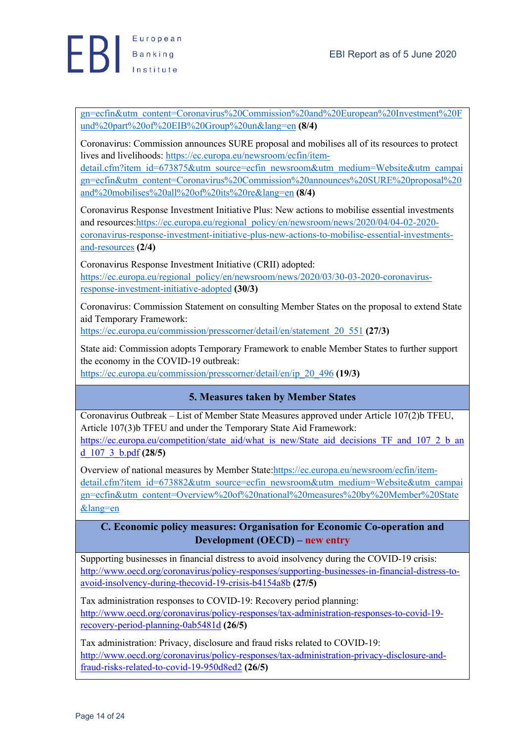gn=ecfin&utm_content=Coronavirus%20Commission%20and%20European%20Investment%20Fund%20part%20of%20EIB%20Group%20un&lang=en **(8/4)**

Coronavirus: Commission announces SURE proposal and mobilises all of its resources to protect lives and livelihoods: https://ec.europa.eu/newsroom/ecfin/item-detail.cfm?item_id=673875&utm_source=ecfin_newsroom&utm_medium=Website&utm_campaign=ecfin&utm_content=Coronavirus%20Commission%20announces%20SURE%20proposal%20and%20mobilises%20all%20of%20its%20re&lang=en **(8/4)**

Coronavirus Response Investment Initiative Plus: New actions to mobilise essential investments and resources:https://ec.europa.eu/regional_policy/en/newsroom/news/2020/04/04-02-2020-coronavirus-response-investment-initiative-plus-new-actions-to-mobilise-essential-investments-and-resources **(2/4)**

Coronavirus Response Investment Initiative (CRII) adopted: https://ec.europa.eu/regional_policy/en/newsroom/news/2020/03/30-03-2020-coronavirus-response-investment-initiative-adopted **(30/3)**

Coronavirus: Commission Statement on consulting Member States on the proposal to extend State aid Temporary Framework: https://ec.europa.eu/commission/presscorner/detail/en/statement_20_551 **(27/3)**

State aid: Commission adopts Temporary Framework to enable Member States to further support the economy in the COVID-19 outbreak: https://ec.europa.eu/commission/presscorner/detail/en/ip_20_496 **(19/3)**

### 5. Measures taken by Member States

Coronavirus Outbreak – List of Member State Measures approved under Article 107(2)b TFEU, Article 107(3)b TFEU and under the Temporary State Aid Framework: https://ec.europa.eu/competition/state_aid/what_is_new/State_aid_decisions_TF_and_107_2_b_and_107_3_b.pdf **(28/5)**

Overview of national measures by Member State:https://ec.europa.eu/newsroom/ecfin/item-detail.cfm?item_id=673882&utm_source=ecfin_newsroom&utm_medium=Website&utm_campaign=ecfin&utm_content=Overview%20of%20national%20measures%20by%20Member%20State&lang=en

## C. Economic policy measures: Organisation for Economic Co-operation and Development (OECD) – new entry

Supporting businesses in financial distress to avoid insolvency during the COVID-19 crisis: http://www.oecd.org/coronavirus/policy-responses/supporting-businesses-in-financial-distress-to-avoid-insolvency-during-thecovid-19-crisis-b4154a8b **(27/5)**

Tax administration responses to COVID-19: Recovery period planning: http://www.oecd.org/coronavirus/policy-responses/tax-administration-responses-to-covid-19-recovery-period-planning-0ab5481d **(26/5)**

Tax administration: Privacy, disclosure and fraud risks related to COVID-19: http://www.oecd.org/coronavirus/policy-responses/tax-administration-privacy-disclosure-and-fraud-risks-related-to-covid-19-950d8ed2 **(26/5)**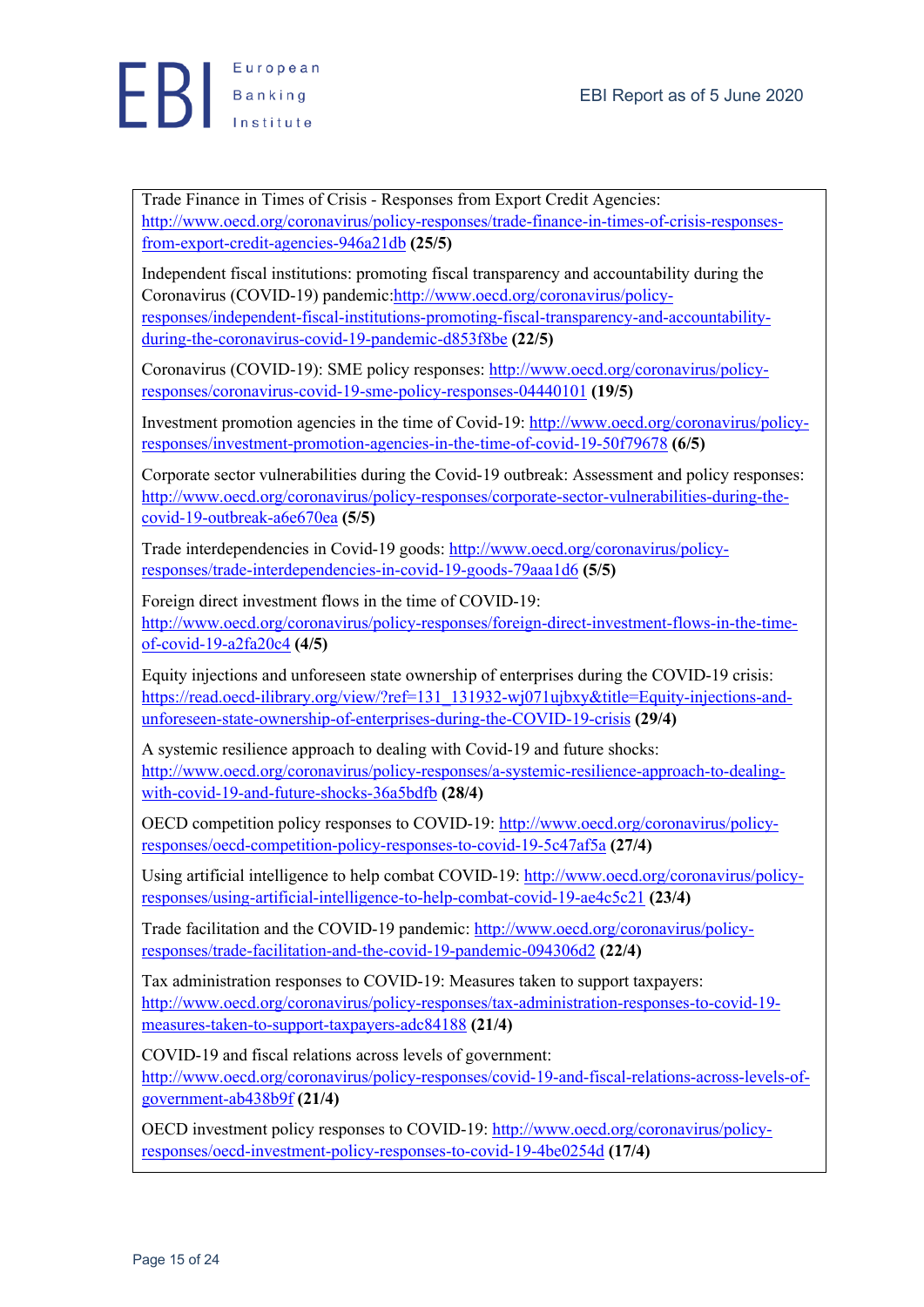Trade Finance in Times of Crisis - Responses from Export Credit Agencies: http://www.oecd.org/coronavirus/policy-responses/trade-finance-in-times-of-crisis-responses-from-export-credit-agencies-946a21db **(25/5)**

Independent fiscal institutions: promoting fiscal transparency and accountability during the Coronavirus (COVID-19) pandemic:http://www.oecd.org/coronavirus/policy-responses/independent-fiscal-institutions-promoting-fiscal-transparency-and-accountability-during-the-coronavirus-covid-19-pandemic-d853f8be **(22/5)**

Coronavirus (COVID-19): SME policy responses: http://www.oecd.org/coronavirus/policy-responses/coronavirus-covid-19-sme-policy-responses-04440101 **(19/5)**

Investment promotion agencies in the time of Covid-19: http://www.oecd.org/coronavirus/policy-responses/investment-promotion-agencies-in-the-time-of-covid-19-50f79678 **(6/5)**

Corporate sector vulnerabilities during the Covid-19 outbreak: Assessment and policy responses: http://www.oecd.org/coronavirus/policy-responses/corporate-sector-vulnerabilities-during-the-covid-19-outbreak-a6e670ea **(5/5)**

Trade interdependencies in Covid-19 goods: http://www.oecd.org/coronavirus/policy-responses/trade-interdependencies-in-covid-19-goods-79aaa1d6 **(5/5)**

Foreign direct investment flows in the time of COVID-19: http://www.oecd.org/coronavirus/policy-responses/foreign-direct-investment-flows-in-the-time-of-covid-19-a2fa20c4 **(4/5)**

Equity injections and unforeseen state ownership of enterprises during the COVID-19 crisis: https://read.oecd-ilibrary.org/view/?ref=131_131932-wj071ujbxy&title=Equity-injections-and-unforeseen-state-ownership-of-enterprises-during-the-COVID-19-crisis **(29/4)**

A systemic resilience approach to dealing with Covid-19 and future shocks: http://www.oecd.org/coronavirus/policy-responses/a-systemic-resilience-approach-to-dealing-with-covid-19-and-future-shocks-36a5bdfb **(28/4)**

OECD competition policy responses to COVID-19: http://www.oecd.org/coronavirus/policy-responses/oecd-competition-policy-responses-to-covid-19-5c47af5a **(27/4)**

Using artificial intelligence to help combat COVID-19: http://www.oecd.org/coronavirus/policy-responses/using-artificial-intelligence-to-help-combat-covid-19-ae4c5c21 **(23/4)**

Trade facilitation and the COVID-19 pandemic: http://www.oecd.org/coronavirus/policy-responses/trade-facilitation-and-the-covid-19-pandemic-094306d2 **(22/4)**

Tax administration responses to COVID-19: Measures taken to support taxpayers: http://www.oecd.org/coronavirus/policy-responses/tax-administration-responses-to-covid-19-measures-taken-to-support-taxpayers-adc84188 **(21/4)**

COVID-19 and fiscal relations across levels of government: http://www.oecd.org/coronavirus/policy-responses/covid-19-and-fiscal-relations-across-levels-of-government-ab438b9f **(21/4)**

OECD investment policy responses to COVID-19: http://www.oecd.org/coronavirus/policy-responses/oecd-investment-policy-responses-to-covid-19-4be0254d **(17/4)**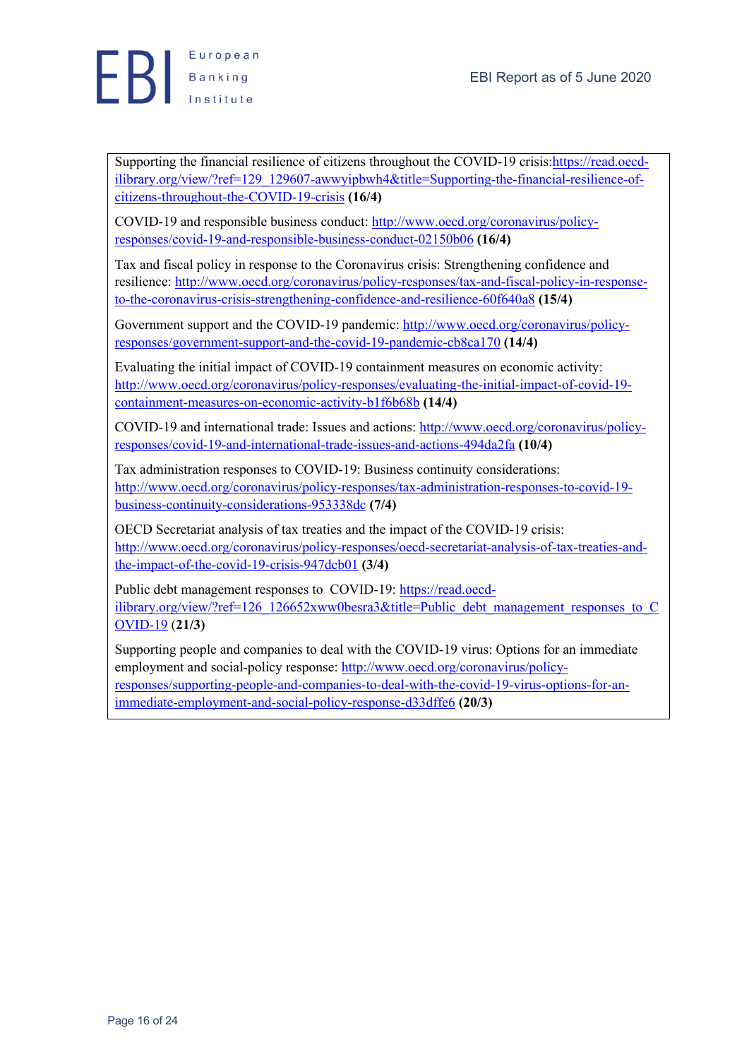Supporting the financial resilience of citizens throughout the COVID-19 crisis:https://read.oecd-ilibrary.org/view/?ref=129_129607-awwyipbwh4&title=Supporting-the-financial-resilience-of-citizens-throughout-the-COVID-19-crisis **(16/4)**

COVID-19 and responsible business conduct: http://www.oecd.org/coronavirus/policy-responses/covid-19-and-responsible-business-conduct-02150b06 **(16/4)**

Tax and fiscal policy in response to the Coronavirus crisis: Strengthening confidence and resilience: http://www.oecd.org/coronavirus/policy-responses/tax-and-fiscal-policy-in-response-to-the-coronavirus-crisis-strengthening-confidence-and-resilience-60f640a8 **(15/4)**

Government support and the COVID-19 pandemic: http://www.oecd.org/coronavirus/policy-responses/government-support-and-the-covid-19-pandemic-cb8ca170 **(14/4)**

Evaluating the initial impact of COVID-19 containment measures on economic activity: http://www.oecd.org/coronavirus/policy-responses/evaluating-the-initial-impact-of-covid-19-containment-measures-on-economic-activity-b1f6b68b **(14/4)**

COVID-19 and international trade: Issues and actions: http://www.oecd.org/coronavirus/policy-responses/covid-19-and-international-trade-issues-and-actions-494da2fa **(10/4)**

Tax administration responses to COVID-19: Business continuity considerations: http://www.oecd.org/coronavirus/policy-responses/tax-administration-responses-to-covid-19-business-continuity-considerations-953338dc **(7/4)**

OECD Secretariat analysis of tax treaties and the impact of the COVID-19 crisis: http://www.oecd.org/coronavirus/policy-responses/oecd-secretariat-analysis-of-tax-treaties-and-the-impact-of-the-covid-19-crisis-947dcb01 **(3/4)**

Public debt management responses to COVID-19: https://read.oecd-ilibrary.org/view/?ref=126_126652xww0besra3&title=Public_debt_management_responses_to_COVID-19 (**21/3)**

Supporting people and companies to deal with the COVID-19 virus: Options for an immediate employment and social-policy response: http://www.oecd.org/coronavirus/policy-responses/supporting-people-and-companies-to-deal-with-the-covid-19-virus-options-for-an-immediate-employment-and-social-policy-response-d33dffe6 **(20/3)**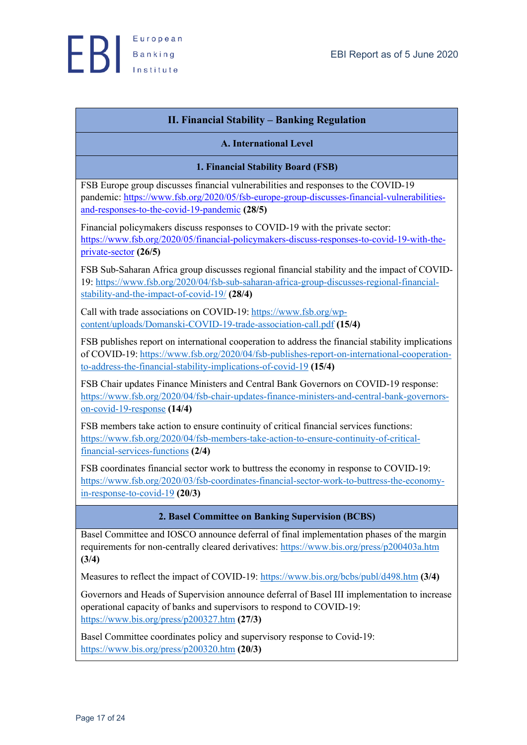## II. Financial Stability – Banking Regulation

### A. International Level

#### 1. Financial Stability Board (FSB)

FSB Europe group discusses financial vulnerabilities and responses to the COVID-19 pandemic: https://www.fsb.org/2020/05/fsb-europe-group-discusses-financial-vulnerabilities-and-responses-to-the-covid-19-pandemic **(28/5)**

Financial policymakers discuss responses to COVID-19 with the private sector: https://www.fsb.org/2020/05/financial-policymakers-discuss-responses-to-covid-19-with-the-private-sector **(26/5)**

FSB Sub-Saharan Africa group discusses regional financial stability and the impact of COVID-19: https://www.fsb.org/2020/04/fsb-sub-saharan-africa-group-discusses-regional-financial-stability-and-the-impact-of-covid-19/ **(28/4)**

Call with trade associations on COVID-19: https://www.fsb.org/wp-content/uploads/Domanski-COVID-19-trade-association-call.pdf **(15/4)**

FSB publishes report on international cooperation to address the financial stability implications of COVID-19: https://www.fsb.org/2020/04/fsb-publishes-report-on-international-cooperation-to-address-the-financial-stability-implications-of-covid-19 **(15/4)**

FSB Chair updates Finance Ministers and Central Bank Governors on COVID-19 response: https://www.fsb.org/2020/04/fsb-chair-updates-finance-ministers-and-central-bank-governors-on-covid-19-response **(14/4)**

FSB members take action to ensure continuity of critical financial services functions: https://www.fsb.org/2020/04/fsb-members-take-action-to-ensure-continuity-of-critical-financial-services-functions **(2/4)**

FSB coordinates financial sector work to buttress the economy in response to COVID-19: https://www.fsb.org/2020/03/fsb-coordinates-financial-sector-work-to-buttress-the-economy-in-response-to-covid-19 **(20/3)**

#### 2. Basel Committee on Banking Supervision (BCBS)

Basel Committee and IOSCO announce deferral of final implementation phases of the margin requirements for non-centrally cleared derivatives: https://www.bis.org/press/p200403a.htm **(3/4)**

Measures to reflect the impact of COVID-19: https://www.bis.org/bcbs/publ/d498.htm **(3/4)**

Governors and Heads of Supervision announce deferral of Basel III implementation to increase operational capacity of banks and supervisors to respond to COVID-19: https://www.bis.org/press/p200327.htm **(27/3)**

Basel Committee coordinates policy and supervisory response to Covid-19: https://www.bis.org/press/p200320.htm **(20/3)**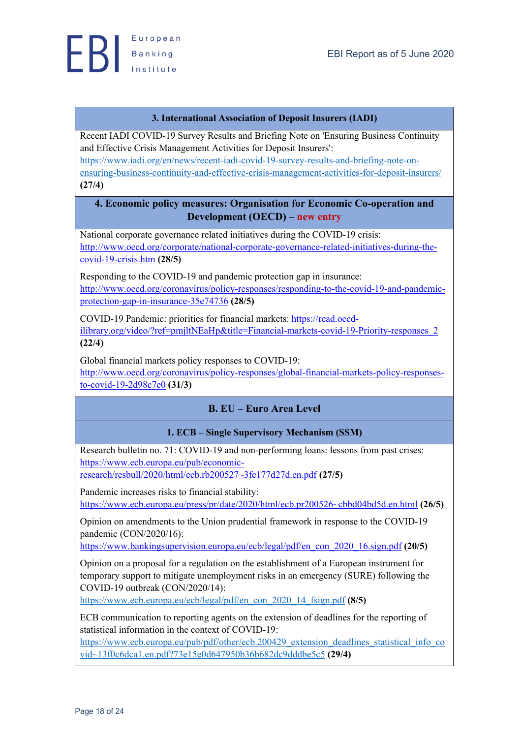### 3. International Association of Deposit Insurers (IADI)

Recent IADI COVID-19 Survey Results and Briefing Note on 'Ensuring Business Continuity and Effective Crisis Management Activities for Deposit Insurers': https://www.iadi.org/en/news/recent-iadi-covid-19-survey-results-and-briefing-note-on-ensuring-business-continuity-and-effective-crisis-management-activities-for-deposit-insurers/ **(27/4)**

### 4. Economic policy measures: Organisation for Economic Co-operation and Development (OECD) – new entry

National corporate governance related initiatives during the COVID-19 crisis: http://www.oecd.org/corporate/national-corporate-governance-related-initiatives-during-the-covid-19-crisis.htm **(28/5)**

Responding to the COVID-19 and pandemic protection gap in insurance: http://www.oecd.org/coronavirus/policy-responses/responding-to-the-covid-19-and-pandemic-protection-gap-in-insurance-35e74736 **(28/5)**

COVID-19 Pandemic: priorities for financial markets: https://read.oecd-ilibrary.org/video/?ref=pmjltNEaHp&title=Financial-markets-covid-19-Priority-responses_2 **(22/4)**

Global financial markets policy responses to COVID-19: http://www.oecd.org/coronavirus/policy-responses/global-financial-markets-policy-responses-to-covid-19-2d98c7e0 **(31/3)**

## B. EU – Euro Area Level

### 1. ECB – Single Supervisory Mechanism (SSM)

Research bulletin no. 71: COVID-19 and non-performing loans: lessons from past crises: https://www.ecb.europa.eu/pub/economic-research/resbull/2020/html/ecb.rb200527~3fe177d27d.en.pdf **(27/5)**

Pandemic increases risks to financial stability: https://www.ecb.europa.eu/press/pr/date/2020/html/ecb.pr200526~cbbd04bd5d.en.html **(26/5)**

Opinion on amendments to the Union prudential framework in response to the COVID-19 pandemic (CON/2020/16): https://www.bankingsupervision.europa.eu/ecb/legal/pdf/en_con_2020_16.sign.pdf **(20/5)**

Opinion on a proposal for a regulation on the establishment of a European instrument for temporary support to mitigate unemployment risks in an emergency (SURE) following the COVID-19 outbreak (CON/2020/14): https://www.ecb.europa.eu/ecb/legal/pdf/en_con_2020_14_fsign.pdf **(8/5)**

ECB communication to reporting agents on the extension of deadlines for the reporting of statistical information in the context of COVID-19: https://www.ecb.europa.eu/pub/pdf/other/ecb.200429_extension_deadlines_statistical_info_covid~13f0c6dca1.en.pdf?73e15e0d647950b36b682dc9dddbe5c5 **(29/4)**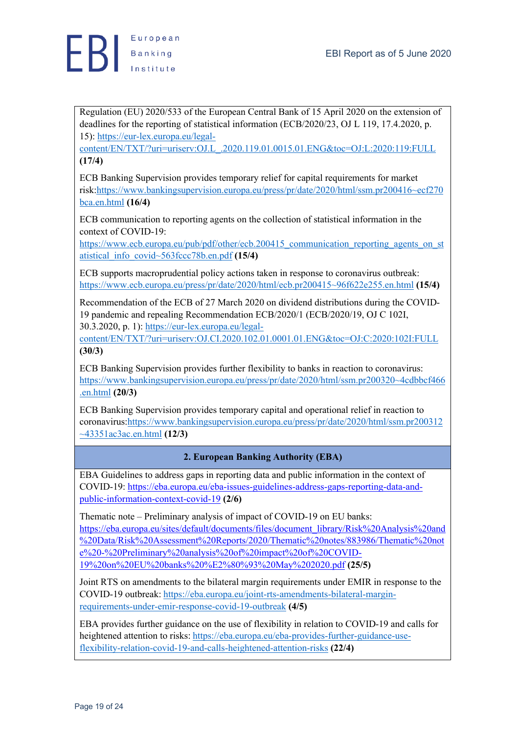Regulation (EU) 2020/533 of the European Central Bank of 15 April 2020 on the extension of deadlines for the reporting of statistical information (ECB/2020/23, OJ L 119, 17.4.2020, p. 15): https://eur-lex.europa.eu/legal-content/EN/TXT/?uri=uriserv:OJ.L_.2020.119.01.0015.01.ENG&toc=OJ:L:2020:119:FULL **(17/4)**

ECB Banking Supervision provides temporary relief for capital requirements for market risk:https://www.bankingsupervision.europa.eu/press/pr/date/2020/html/ssm.pr200416~ecf270bca.en.html **(16/4)**

ECB communication to reporting agents on the collection of statistical information in the context of COVID-19: https://www.ecb.europa.eu/pub/pdf/other/ecb.200415_communication_reporting_agents_on_statistical_info_covid~563fccc78b.en.pdf **(15/4)**

ECB supports macroprudential policy actions taken in response to coronavirus outbreak: https://www.ecb.europa.eu/press/pr/date/2020/html/ecb.pr200415~96f622e255.en.html **(15/4)**

Recommendation of the ECB of 27 March 2020 on dividend distributions during the COVID-19 pandemic and repealing Recommendation ECB/2020/1 (ECB/2020/19, OJ C 102I, 30.3.2020, p. 1): https://eur-lex.europa.eu/legal-content/EN/TXT/?uri=uriserv:OJ.CI.2020.102.01.0001.01.ENG&toc=OJ:C:2020:102I:FULL **(30/3)**

ECB Banking Supervision provides further flexibility to banks in reaction to coronavirus: https://www.bankingsupervision.europa.eu/press/pr/date/2020/html/ssm.pr200320~4cdbbcf466.en.html **(20/3)**

ECB Banking Supervision provides temporary capital and operational relief in reaction to coronavirus:https://www.bankingsupervision.europa.eu/press/pr/date/2020/html/ssm.pr200312~43351ac3ac.en.html **(12/3)**

## 2. European Banking Authority (EBA)

EBA Guidelines to address gaps in reporting data and public information in the context of COVID-19: https://eba.europa.eu/eba-issues-guidelines-address-gaps-reporting-data-and-public-information-context-covid-19 **(2/6)**

Thematic note – Preliminary analysis of impact of COVID-19 on EU banks: https://eba.europa.eu/sites/default/documents/files/document_library/Risk%20Analysis%20and%20Data/Risk%20Assessment%20Reports/2020/Thematic%20notes/883986/Thematic%20note%20-%20Preliminary%20analysis%20of%20impact%20of%20COVID-19%20on%20EU%20banks%20%E2%80%93%20May%202020.pdf **(25/5)**

Joint RTS on amendments to the bilateral margin requirements under EMIR in response to the COVID-19 outbreak: https://eba.europa.eu/joint-rts-amendments-bilateral-margin-requirements-under-emir-response-covid-19-outbreak **(4/5)**

EBA provides further guidance on the use of flexibility in relation to COVID-19 and calls for heightened attention to risks: https://eba.europa.eu/eba-provides-further-guidance-use-flexibility-relation-covid-19-and-calls-heightened-attention-risks **(22/4)**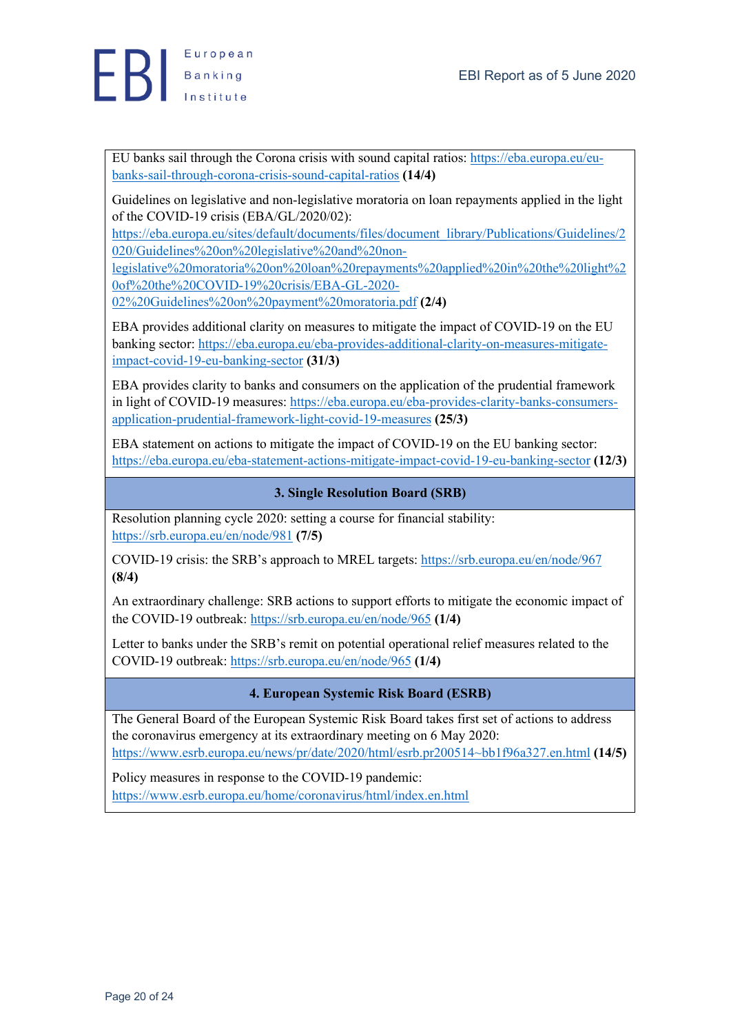EU banks sail through the Corona crisis with sound capital ratios: https://eba.europa.eu/eu-banks-sail-through-corona-crisis-sound-capital-ratios **(14/4)**

Guidelines on legislative and non-legislative moratoria on loan repayments applied in the light of the COVID-19 crisis (EBA/GL/2020/02): https://eba.europa.eu/sites/default/documents/files/document_library/Publications/Guidelines/2020/Guidelines%20on%20legislative%20and%20non-legislative%20moratoria%20on%20loan%20repayments%20applied%20in%20the%20light%20of%20the%20COVID-19%20crisis/EBA-GL-2020-02%20Guidelines%20on%20payment%20moratoria.pdf **(2/4)**

EBA provides additional clarity on measures to mitigate the impact of COVID-19 on the EU banking sector: https://eba.europa.eu/eba-provides-additional-clarity-on-measures-mitigate-impact-covid-19-eu-banking-sector **(31/3)**

EBA provides clarity to banks and consumers on the application of the prudential framework in light of COVID-19 measures: https://eba.europa.eu/eba-provides-clarity-banks-consumers-application-prudential-framework-light-covid-19-measures **(25/3)**

EBA statement on actions to mitigate the impact of COVID-19 on the EU banking sector: https://eba.europa.eu/eba-statement-actions-mitigate-impact-covid-19-eu-banking-sector **(12/3)**

### 3. Single Resolution Board (SRB)

Resolution planning cycle 2020: setting a course for financial stability: https://srb.europa.eu/en/node/981 **(7/5)**

COVID-19 crisis: the SRB's approach to MREL targets: https://srb.europa.eu/en/node/967 **(8/4)**

An extraordinary challenge: SRB actions to support efforts to mitigate the economic impact of the COVID-19 outbreak: https://srb.europa.eu/en/node/965 **(1/4)**

Letter to banks under the SRB's remit on potential operational relief measures related to the COVID-19 outbreak: https://srb.europa.eu/en/node/965 **(1/4)**

### 4. European Systemic Risk Board (ESRB)

The General Board of the European Systemic Risk Board takes first set of actions to address the coronavirus emergency at its extraordinary meeting on 6 May 2020: https://www.esrb.europa.eu/news/pr/date/2020/html/esrb.pr200514~bb1f96a327.en.html **(14/5)**

Policy measures in response to the COVID-19 pandemic: https://www.esrb.europa.eu/home/coronavirus/html/index.en.html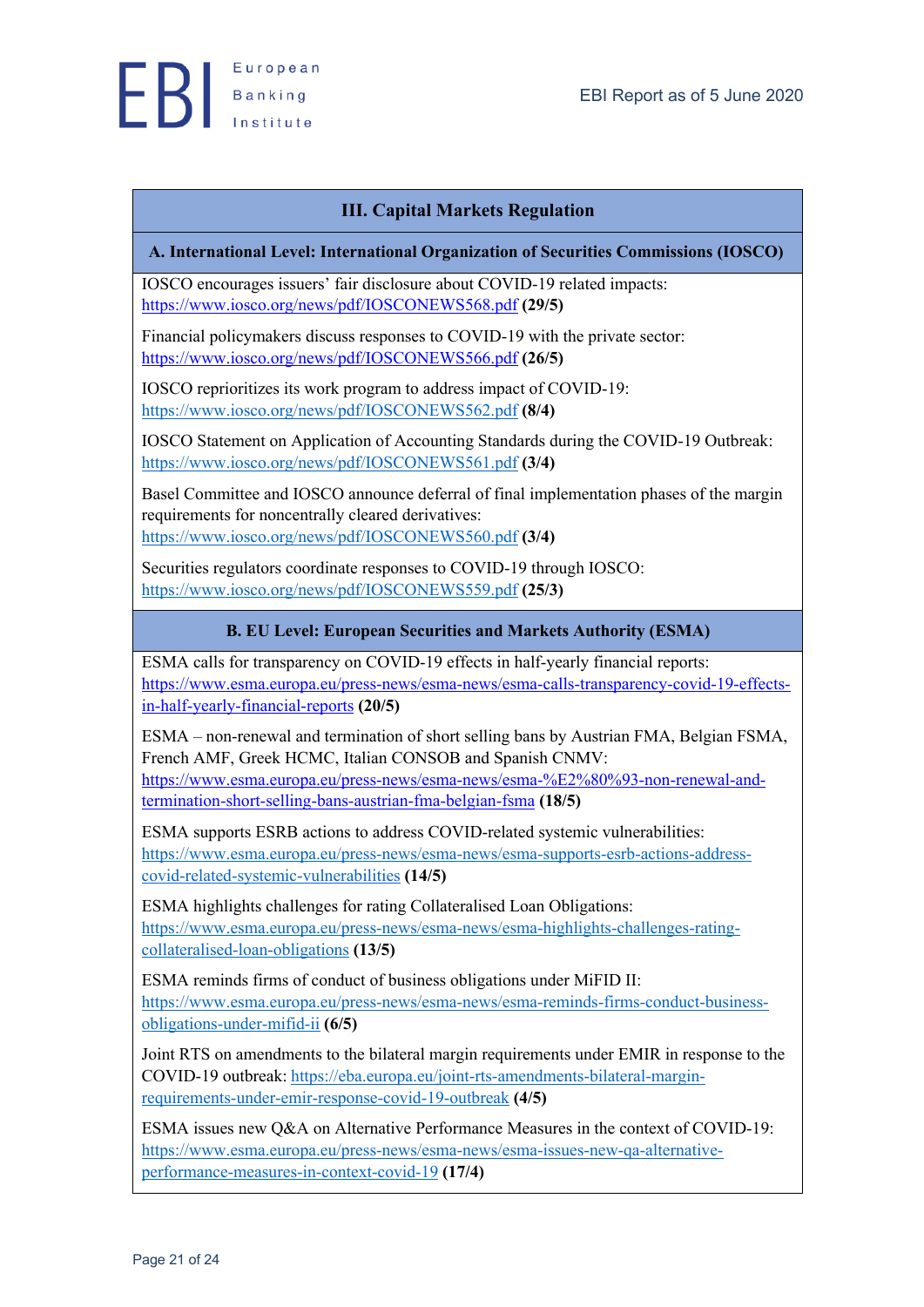## III. Capital Markets Regulation

### A. International Level: International Organization of Securities Commissions (IOSCO)

IOSCO encourages issuers' fair disclosure about COVID-19 related impacts: https://www.iosco.org/news/pdf/IOSCONEWS568.pdf **(29/5)**

Financial policymakers discuss responses to COVID-19 with the private sector: https://www.iosco.org/news/pdf/IOSCONEWS566.pdf **(26/5)**

IOSCO reprioritizes its work program to address impact of COVID-19: https://www.iosco.org/news/pdf/IOSCONEWS562.pdf **(8/4)**

IOSCO Statement on Application of Accounting Standards during the COVID-19 Outbreak: https://www.iosco.org/news/pdf/IOSCONEWS561.pdf **(3/4)**

Basel Committee and IOSCO announce deferral of final implementation phases of the margin requirements for noncentrally cleared derivatives: https://www.iosco.org/news/pdf/IOSCONEWS560.pdf **(3/4)**

Securities regulators coordinate responses to COVID-19 through IOSCO: https://www.iosco.org/news/pdf/IOSCONEWS559.pdf **(25/3)**

### B. EU Level: European Securities and Markets Authority (ESMA)

ESMA calls for transparency on COVID-19 effects in half-yearly financial reports: https://www.esma.europa.eu/press-news/esma-news/esma-calls-transparency-covid-19-effects-in-half-yearly-financial-reports **(20/5)**

ESMA – non-renewal and termination of short selling bans by Austrian FMA, Belgian FSMA, French AMF, Greek HCMC, Italian CONSOB and Spanish CNMV: https://www.esma.europa.eu/press-news/esma-news/esma-%E2%80%93-non-renewal-and-termination-short-selling-bans-austrian-fma-belgian-fsma **(18/5)**

ESMA supports ESRB actions to address COVID-related systemic vulnerabilities: https://www.esma.europa.eu/press-news/esma-news/esma-supports-esrb-actions-address-covid-related-systemic-vulnerabilities **(14/5)**

ESMA highlights challenges for rating Collateralised Loan Obligations: https://www.esma.europa.eu/press-news/esma-news/esma-highlights-challenges-rating-collateralised-loan-obligations **(13/5)**

ESMA reminds firms of conduct of business obligations under MiFID II: https://www.esma.europa.eu/press-news/esma-news/esma-reminds-firms-conduct-business-obligations-under-mifid-ii **(6/5)**

Joint RTS on amendments to the bilateral margin requirements under EMIR in response to the COVID-19 outbreak: https://eba.europa.eu/joint-rts-amendments-bilateral-margin-requirements-under-emir-response-covid-19-outbreak **(4/5)**

ESMA issues new Q&A on Alternative Performance Measures in the context of COVID-19: https://www.esma.europa.eu/press-news/esma-news/esma-issues-new-qa-alternative-performance-measures-in-context-covid-19 **(17/4)**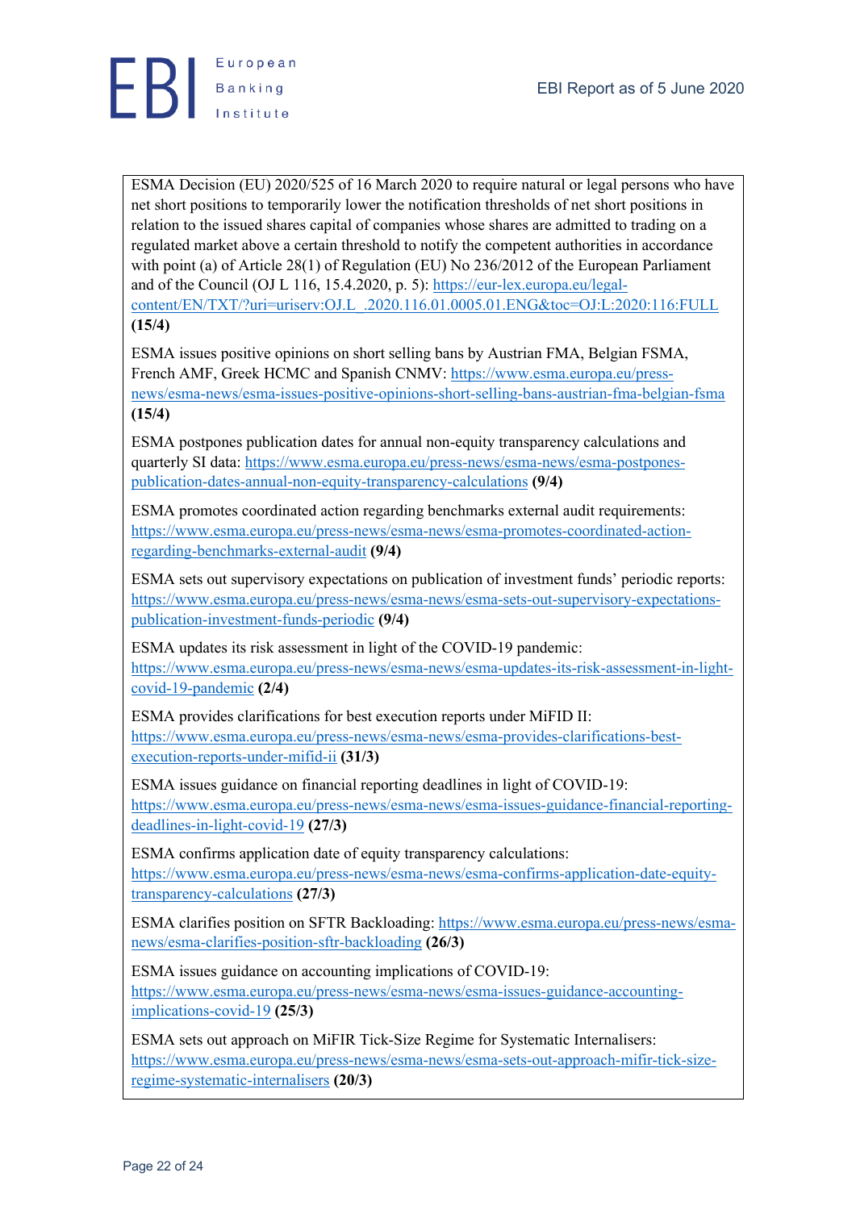ESMA Decision (EU) 2020/525 of 16 March 2020 to require natural or legal persons who have net short positions to temporarily lower the notification thresholds of net short positions in relation to the issued shares capital of companies whose shares are admitted to trading on a regulated market above a certain threshold to notify the competent authorities in accordance with point (a) of Article 28(1) of Regulation (EU) No 236/2012 of the European Parliament and of the Council (OJ L 116, 15.4.2020, p. 5): [https://eur-lex.europa.eu/legal-content/EN/TXT/?uri=uriserv:OJ.L_.2020.116.01.0005.01.ENG&toc=OJ:L:2020:116:FULL](https://eur-lex.europa.eu/legal-content/EN/TXT/?uri=uriserv:OJ.L_.2020.116.01.0005.01.ENG&toc=OJ:L:2020:116:FULL) **(15/4)**

ESMA issues positive opinions on short selling bans by Austrian FMA, Belgian FSMA, French AMF, Greek HCMC and Spanish CNMV: [https://www.esma.europa.eu/press-news/esma-news/esma-issues-positive-opinions-short-selling-bans-austrian-fma-belgian-fsma](https://www.esma.europa.eu/press-news/esma-news/esma-issues-positive-opinions-short-selling-bans-austrian-fma-belgian-fsma) **(15/4)**

ESMA postpones publication dates for annual non-equity transparency calculations and quarterly SI data: [https://www.esma.europa.eu/press-news/esma-news/esma-postpones-publication-dates-annual-non-equity-transparency-calculations](https://www.esma.europa.eu/press-news/esma-news/esma-postpones-publication-dates-annual-non-equity-transparency-calculations) **(9/4)**

ESMA promotes coordinated action regarding benchmarks external audit requirements: [https://www.esma.europa.eu/press-news/esma-news/esma-promotes-coordinated-action-regarding-benchmarks-external-audit](https://www.esma.europa.eu/press-news/esma-news/esma-promotes-coordinated-action-regarding-benchmarks-external-audit) **(9/4)**

ESMA sets out supervisory expectations on publication of investment funds' periodic reports: [https://www.esma.europa.eu/press-news/esma-news/esma-sets-out-supervisory-expectations-publication-investment-funds-periodic](https://www.esma.europa.eu/press-news/esma-news/esma-sets-out-supervisory-expectations-publication-investment-funds-periodic) **(9/4)**

ESMA updates its risk assessment in light of the COVID-19 pandemic: [https://www.esma.europa.eu/press-news/esma-news/esma-updates-its-risk-assessment-in-light-covid-19-pandemic](https://www.esma.europa.eu/press-news/esma-news/esma-updates-its-risk-assessment-in-light-covid-19-pandemic) **(2/4)**

ESMA provides clarifications for best execution reports under MiFID II: [https://www.esma.europa.eu/press-news/esma-news/esma-provides-clarifications-best-execution-reports-under-mifid-ii](https://www.esma.europa.eu/press-news/esma-news/esma-provides-clarifications-best-execution-reports-under-mifid-ii) **(31/3)**

ESMA issues guidance on financial reporting deadlines in light of COVID-19: [https://www.esma.europa.eu/press-news/esma-news/esma-issues-guidance-financial-reporting-deadlines-in-light-covid-19](https://www.esma.europa.eu/press-news/esma-news/esma-issues-guidance-financial-reporting-deadlines-in-light-covid-19) **(27/3)**

ESMA confirms application date of equity transparency calculations: [https://www.esma.europa.eu/press-news/esma-news/esma-confirms-application-date-equity-transparency-calculations](https://www.esma.europa.eu/press-news/esma-news/esma-confirms-application-date-equity-transparency-calculations) **(27/3)**

ESMA clarifies position on SFTR Backloading: [https://www.esma.europa.eu/press-news/esma-news/esma-clarifies-position-sftr-backloading](https://www.esma.europa.eu/press-news/esma-news/esma-clarifies-position-sftr-backloading) **(26/3)**

ESMA issues guidance on accounting implications of COVID-19: [https://www.esma.europa.eu/press-news/esma-news/esma-issues-guidance-accounting-implications-covid-19](https://www.esma.europa.eu/press-news/esma-news/esma-issues-guidance-accounting-implications-covid-19) **(25/3)**

ESMA sets out approach on MiFIR Tick-Size Regime for Systematic Internalisers: [https://www.esma.europa.eu/press-news/esma-news/esma-sets-out-approach-mifir-tick-size-regime-systematic-internalisers](https://www.esma.europa.eu/press-news/esma-news/esma-sets-out-approach-mifir-tick-size-regime-systematic-internalisers) **(20/3)**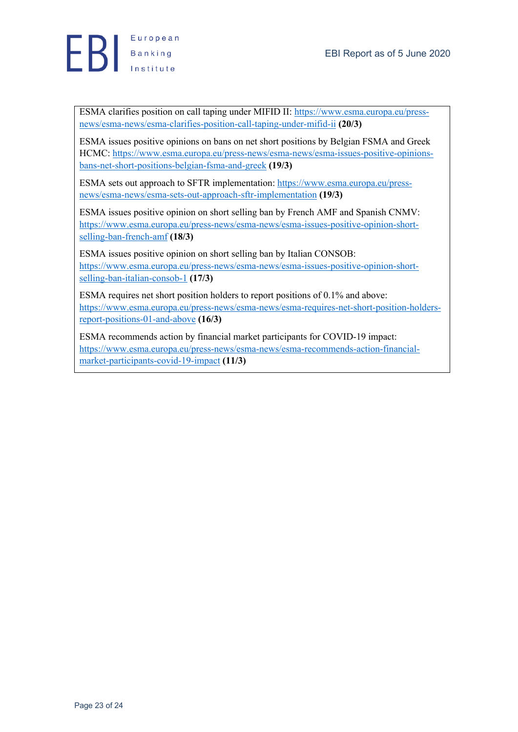ESMA clarifies position on call taping under MIFID II: https://www.esma.europa.eu/press-news/esma-news/esma-clarifies-position-call-taping-under-mifid-ii **(20/3)**

ESMA issues positive opinions on bans on net short positions by Belgian FSMA and Greek HCMC: https://www.esma.europa.eu/press-news/esma-news/esma-issues-positive-opinions-bans-net-short-positions-belgian-fsma-and-greek **(19/3)**

ESMA sets out approach to SFTR implementation: https://www.esma.europa.eu/press-news/esma-news/esma-sets-out-approach-sftr-implementation **(19/3)**

ESMA issues positive opinion on short selling ban by French AMF and Spanish CNMV: https://www.esma.europa.eu/press-news/esma-news/esma-issues-positive-opinion-short-selling-ban-french-amf **(18/3)**

ESMA issues positive opinion on short selling ban by Italian CONSOB: https://www.esma.europa.eu/press-news/esma-news/esma-issues-positive-opinion-short-selling-ban-italian-consob-1 **(17/3)**

ESMA requires net short position holders to report positions of 0.1% and above: https://www.esma.europa.eu/press-news/esma-news/esma-requires-net-short-position-holders-report-positions-01-and-above **(16/3)**

ESMA recommends action by financial market participants for COVID-19 impact: https://www.esma.europa.eu/press-news/esma-news/esma-recommends-action-financial-market-participants-covid-19-impact **(11/3)**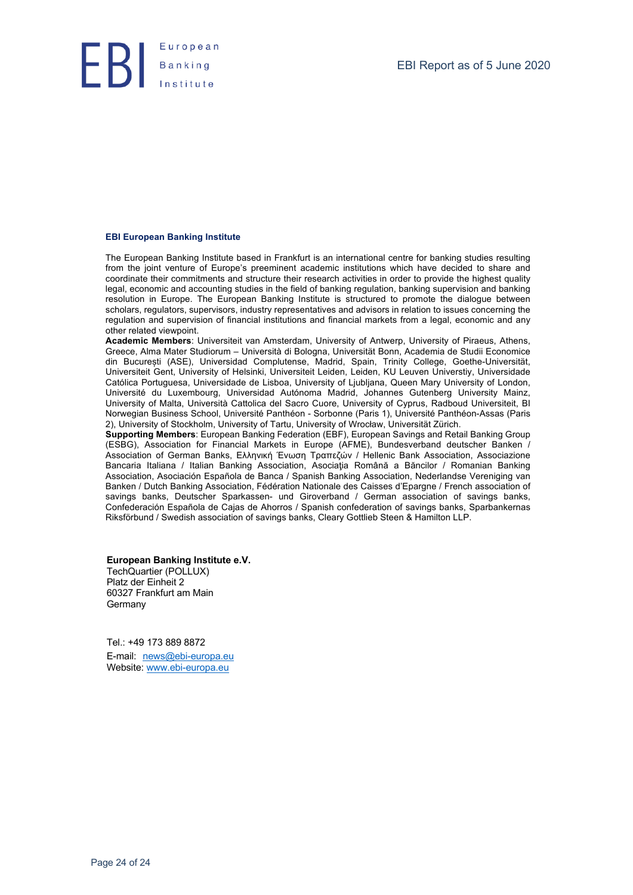**EBI European Banking Institute**

The European Banking Institute based in Frankfurt is an international centre for banking studies resulting from the joint venture of Europe's preeminent academic institutions which have decided to share and coordinate their commitments and structure their research activities in order to provide the highest quality legal, economic and accounting studies in the field of banking regulation, banking supervision and banking resolution in Europe. The European Banking Institute is structured to promote the dialogue between scholars, regulators, supervisors, industry representatives and advisors in relation to issues concerning the regulation and supervision of financial institutions and financial markets from a legal, economic and any other related viewpoint.

**Academic Members**: Universiteit van Amsterdam, University of Antwerp, University of Piraeus, Athens, Greece, Alma Mater Studiorum – Università di Bologna, Universität Bonn, Academia de Studii Economice din București (ASE), Universidad Complutense, Madrid, Spain, Trinity College, Goethe-Universität, Universiteit Gent, University of Helsinki, Universiteit Leiden, Leiden, KU Leuven Universtiy, Universidade Católica Portuguesa, Universidade de Lisboa, University of Ljubljana, Queen Mary University of London, Université du Luxembourg, Universidad Autónoma Madrid, Johannes Gutenberg University Mainz, University of Malta, Università Cattolica del Sacro Cuore, University of Cyprus, Radboud Universiteit, BI Norwegian Business School, Université Panthéon - Sorbonne (Paris 1), Université Panthéon-Assas (Paris 2), University of Stockholm, University of Tartu, University of Wrocław, Universität Zürich.

**Supporting Members**: European Banking Federation (EBF), European Savings and Retail Banking Group (ESBG), Association for Financial Markets in Europe (AFME), Bundesverband deutscher Banken / Association of German Banks, Ελληνική Ένωση Τραπεζών / Hellenic Bank Association, Associazione Bancaria Italiana / Italian Banking Association, Asociaţia Română a Băncilor / Romanian Banking Association, Asociación Española de Banca / Spanish Banking Association, Nederlandse Vereniging van Banken / Dutch Banking Association, Fédération Nationale des Caisses d'Epargne / French association of savings banks, Deutscher Sparkassen- und Giroverband / German association of savings banks, Confederación Española de Cajas de Ahorros / Spanish confederation of savings banks, Sparbankernas Riksförbund / Swedish association of savings banks, Cleary Gottlieb Steen & Hamilton LLP.

**European Banking Institute e.V.**
TechQuartier (POLLUX)
Platz der Einheit 2
60327 Frankfurt am Main
Germany

Tel.: +49 173 889 8872
E-mail: news@ebi-europa.eu
Website: www.ebi-europa.eu